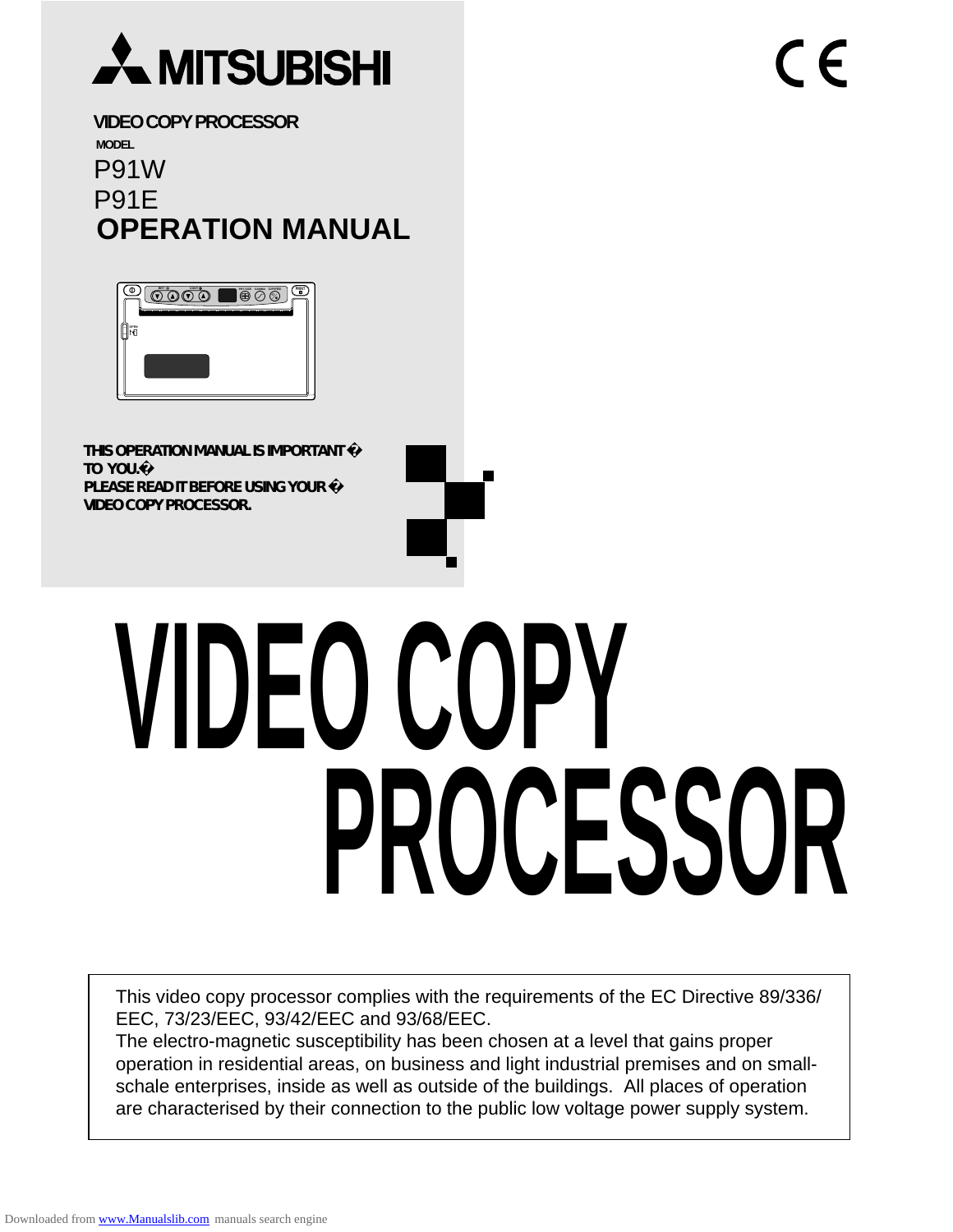MITSUBISHI

VIDEO COPY PROCESSOR

MODEL

P91W

P91E

# OPERATION MANUAL

**THIS OPERATION MANUAL IS IMPORTANT TO YOU. PLEASE READ IT BEFORE USING YOUR VIDEO COPY PROCESSOR.**

# VIDEO COPY PROCESSOR

This video copy processor complies with the requirements of the EC Directive 89/336/EEC, 73/23/EEC, 93/42/EEC and 93/68/EEC.
The electro-magnetic susceptibility has been chosen at a level that gains proper operation in residential areas, on business and light industrial premises and on small-schale enterprises, inside as well as outside of the buildings. All places of operation are characterised by their connection to the public low voltage power supply system.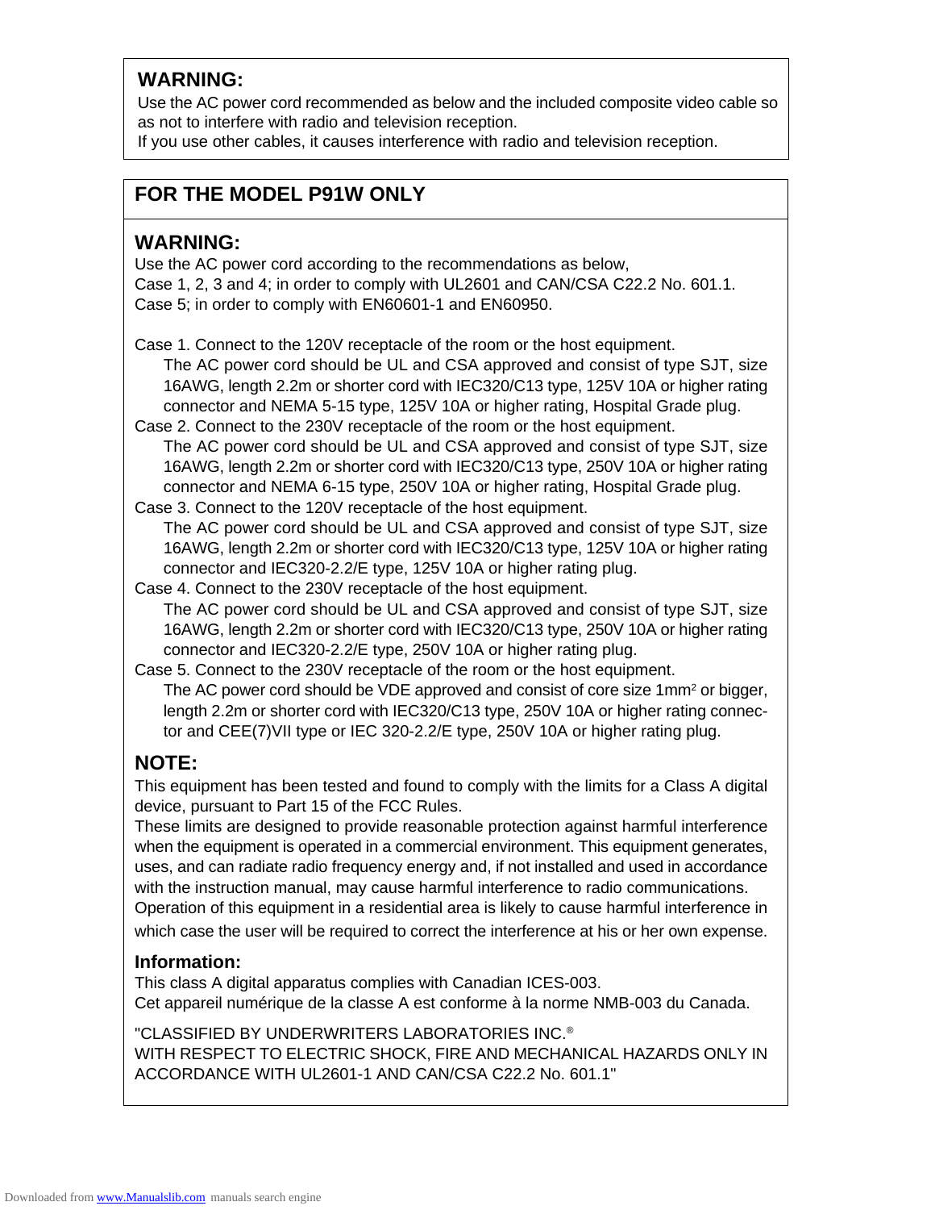## WARNING:

Use the AC power cord recommended as below and the included composite video cable so as not to interfere with radio and television reception.
If you use other cables, it causes interference with radio and television reception.

## FOR THE MODEL P91W ONLY

### WARNING:

Use the AC power cord according to the recommendations as below,
Case 1, 2, 3 and 4; in order to comply with UL2601 and CAN/CSA C22.2 No. 601.1.
Case 5; in order to comply with EN60601-1 and EN60950.

Case 1. Connect to the 120V receptacle of the room or the host equipment.
The AC power cord should be UL and CSA approved and consist of type SJT, size 16AWG, length 2.2m or shorter cord with IEC320/C13 type, 125V 10A or higher rating connector and NEMA 5-15 type, 125V 10A or higher rating, Hospital Grade plug.

Case 2. Connect to the 230V receptacle of the room or the host equipment.
The AC power cord should be UL and CSA approved and consist of type SJT, size 16AWG, length 2.2m or shorter cord with IEC320/C13 type, 250V 10A or higher rating connector and NEMA 6-15 type, 250V 10A or higher rating, Hospital Grade plug.

Case 3. Connect to the 120V receptacle of the host equipment.
The AC power cord should be UL and CSA approved and consist of type SJT, size 16AWG, length 2.2m or shorter cord with IEC320/C13 type, 125V 10A or higher rating connector and IEC320-2.2/E type, 125V 10A or higher rating plug.

Case 4. Connect to the 230V receptacle of the host equipment.
The AC power cord should be UL and CSA approved and consist of type SJT, size 16AWG, length 2.2m or shorter cord with IEC320/C13 type, 250V 10A or higher rating connector and IEC320-2.2/E type, 250V 10A or higher rating plug.

Case 5. Connect to the 230V receptacle of the room or the host equipment.
The AC power cord should be VDE approved and consist of core size 1mm$^2$ or bigger, length 2.2m or shorter cord with IEC320/C13 type, 250V 10A or higher rating connector and CEE(7)VII type or IEC 320-2.2/E type, 250V 10A or higher rating plug.

### NOTE:

This equipment has been tested and found to comply with the limits for a Class A digital device, pursuant to Part 15 of the FCC Rules.
These limits are designed to provide reasonable protection against harmful interference when the equipment is operated in a commercial environment. This equipment generates, uses, and can radiate radio frequency energy and, if not installed and used in accordance with the instruction manual, may cause harmful interference to radio communications.
Operation of this equipment in a residential area is likely to cause harmful interference in which case the user will be required to correct the interference at his or her own expense.

### Information:

This class A digital apparatus complies with Canadian ICES-003.
Cet appareil numérique de la classe A est conforme à la norme NMB-003 du Canada.

"CLASSIFIED BY UNDERWRITERS LABORATORIES INC.®
WITH RESPECT TO ELECTRIC SHOCK, FIRE AND MECHANICAL HAZARDS ONLY IN ACCORDANCE WITH UL2601-1 AND CAN/CSA C22.2 No. 601.1"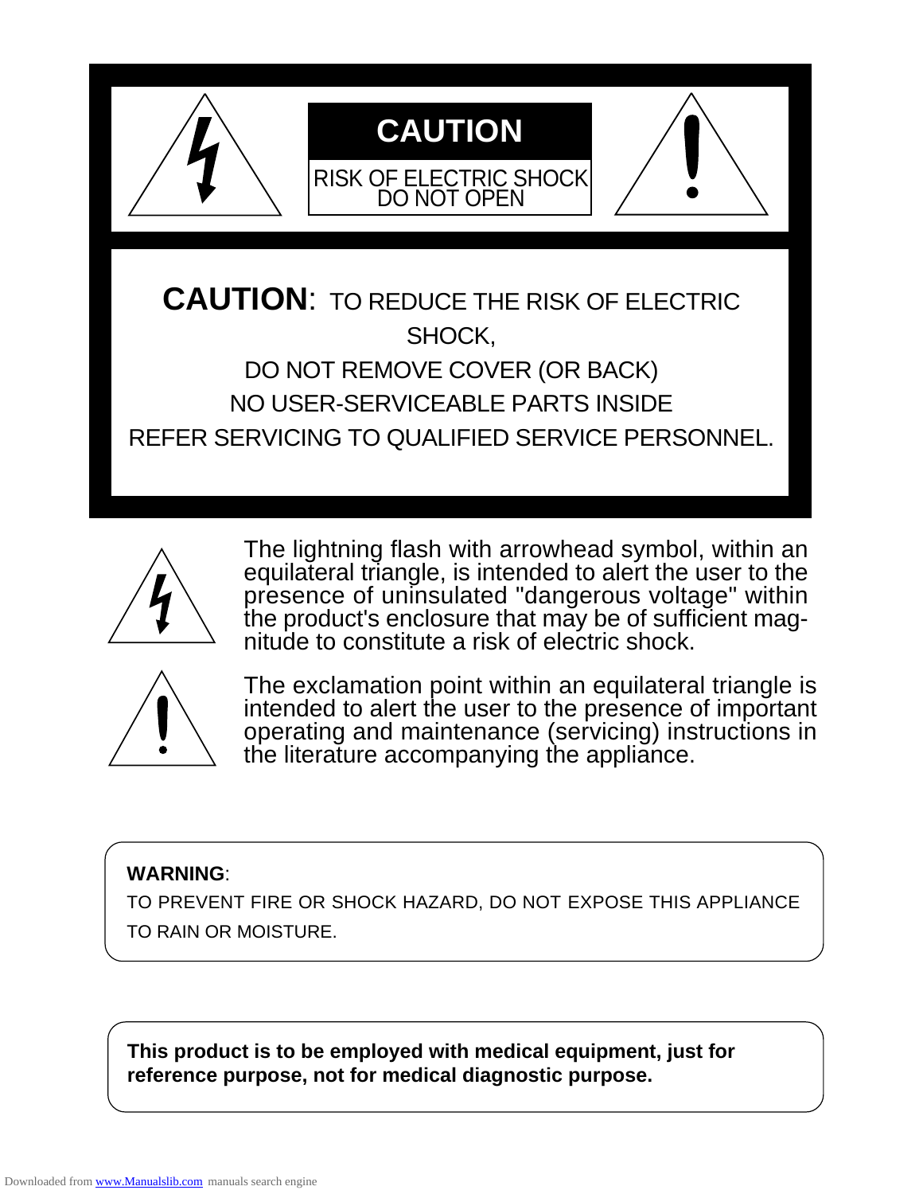**CAUTION**

RISK OF ELECTRIC SHOCK
DO NOT OPEN

**CAUTION**: TO REDUCE THE RISK OF ELECTRIC SHOCK,
DO NOT REMOVE COVER (OR BACK)
NO USER-SERVICEABLE PARTS INSIDE
REFER SERVICING TO QUALIFIED SERVICE PERSONNEL.

The lightning flash with arrowhead symbol, within an equilateral triangle, is intended to alert the user to the presence of uninsulated "dangerous voltage" within the product's enclosure that may be of sufficient magnitude to constitute a risk of electric shock.

The exclamation point within an equilateral triangle is intended to alert the user to the presence of important operating and maintenance (servicing) instructions in the literature accompanying the appliance.

**WARNING**:
TO PREVENT FIRE OR SHOCK HAZARD, DO NOT EXPOSE THIS APPLIANCE TO RAIN OR MOISTURE.

**This product is to be employed with medical equipment, just for reference purpose, not for medical diagnostic purpose.**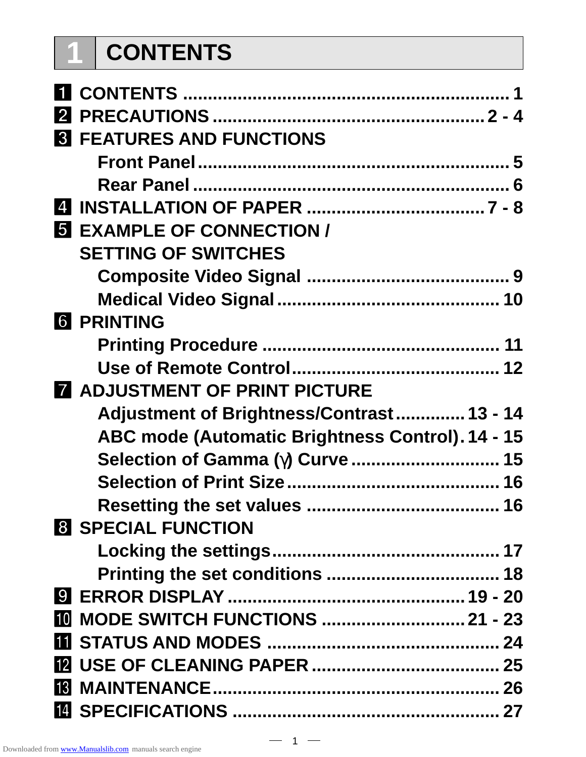# 1 CONTENTS

1. CONTENTS .................................................................... 1
2. PRECAUTIONS ........................................................ 2 - 4
3. FEATURES AND FUNCTIONS
   - Front Panel ............................................................... 5
   - Rear Panel ................................................................ 6
4. INSTALLATION OF PAPER ..................................... 7 - 8
5. EXAMPLE OF CONNECTION / SETTING OF SWITCHES
   - Composite Video Signal ......................................... 9
   - Medical Video Signal ............................................. 10
6. PRINTING
   - Printing Procedure ................................................ 11
   - Use of Remote Control .......................................... 12
7. ADJUSTMENT OF PRINT PICTURE
   - Adjustment of Brightness/Contrast .............. 13 - 14
   - ABC mode (Automatic Brightness Control). 14 - 15
   - Selection of Gamma (γ) Curve ............................ 15
   - Selection of Print Size ........................................... 16
   - Resetting the set values ........................................ 16
8. SPECIAL FUNCTION
   - Locking the settings .............................................. 17
   - Printing the set conditions .................................... 18
9. ERROR DISPLAY ................................................ 19 - 20
10. MODE SWITCH FUNCTIONS ............................ 21 - 23
11. STATUS AND MODES ................................................ 24
12. USE OF CLEANING PAPER ...................................... 25
13. MAINTENANCE .......................................................... 26
14. SPECIFICATIONS ...................................................... 27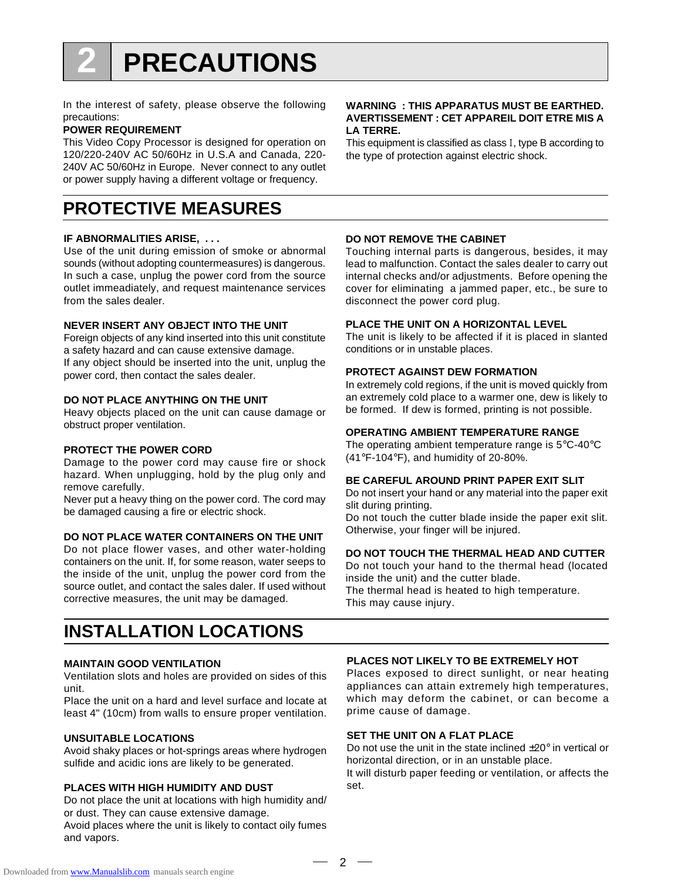# 2 PRECAUTIONS

In the interest of safety, please observe the following precautions:

**POWER REQUIREMENT**

This Video Copy Processor is designed for operation on 120/220-240V AC 50/60Hz in U.S.A and Canada, 220-240V AC 50/60Hz in Europe. Never connect to any outlet or power supply having a different voltage or frequency.

**WARNING : THIS APPARATUS MUST BE EARTHED.**
**AVERTISSEMENT : CET APPAREIL DOIT ETRE MIS A LA TERRE.**

This equipment is classified as class I, type B according to the type of protection against electric shock.

## PROTECTIVE MEASURES

**IF ABNORMALITIES ARISE, . . .**

Use of the unit during emission of smoke or abnormal sounds (without adopting countermeasures) is dangerous. In such a case, unplug the power cord from the source outlet immeadiately, and request maintenance services from the sales dealer.

**NEVER INSERT ANY OBJECT INTO THE UNIT**

Foreign objects of any kind inserted into this unit constitute a safety hazard and can cause extensive damage.
If any object should be inserted into the unit, unplug the power cord, then contact the sales dealer.

**DO NOT PLACE ANYTHING ON THE UNIT**

Heavy objects placed on the unit can cause damage or obstruct proper ventilation.

**PROTECT THE POWER CORD**

Damage to the power cord may cause fire or shock hazard. When unplugging, hold by the plug only and remove carefully.
Never put a heavy thing on the power cord. The cord may be damaged causing a fire or electric shock.

**DO NOT PLACE WATER CONTAINERS ON THE UNIT**

Do not place flower vases, and other water-holding containers on the unit. If, for some reason, water seeps to the inside of the unit, unplug the power cord from the source outlet, and contact the sales daler. If used without corrective measures, the unit may be damaged.

**DO NOT REMOVE THE CABINET**

Touching internal parts is dangerous, besides, it may lead to malfunction. Contact the sales dealer to carry out internal checks and/or adjustments. Before opening the cover for eliminating a jammed paper, etc., be sure to disconnect the power cord plug.

**PLACE THE UNIT ON A HORIZONTAL LEVEL**

The unit is likely to be affected if it is placed in slanted conditions or in unstable places.

**PROTECT AGAINST DEW FORMATION**

In extremely cold regions, if the unit is moved quickly from an extremely cold place to a warmer one, dew is likely to be formed. If dew is formed, printing is not possible.

**OPERATING AMBIENT TEMPERATURE RANGE**

The operating ambient temperature range is 5°C-40°C (41°F-104°F), and humidity of 20-80%.

**BE CAREFUL AROUND PRINT PAPER EXIT SLIT**

Do not insert your hand or any material into the paper exit slit during printing.
Do not touch the cutter blade inside the paper exit slit. Otherwise, your finger will be injured.

**DO NOT TOUCH THE THERMAL HEAD AND CUTTER**

Do not touch your hand to the thermal head (located inside the unit) and the cutter blade.
The thermal head is heated to high temperature.
This may cause injury.

## INSTALLATION LOCATIONS

**MAINTAIN GOOD VENTILATION**

Ventilation slots and holes are provided on sides of this unit.
Place the unit on a hard and level surface and locate at least 4" (10cm) from walls to ensure proper ventilation.

**UNSUITABLE LOCATIONS**

Avoid shaky places or hot-springs areas where hydrogen sulfide and acidic ions are likely to be generated.

**PLACES WITH HIGH HUMIDITY AND DUST**

Do not place the unit at locations with high humidity and/or dust. They can cause extensive damage.
Avoid places where the unit is likely to contact oily fumes and vapors.

**PLACES NOT LIKELY TO BE EXTREMELY HOT**

Places exposed to direct sunlight, or near heating appliances can attain extremely high temperatures, which may deform the cabinet, or can become a prime cause of damage.

**SET THE UNIT ON A FLAT PLACE**

Do not use the unit in the state inclined ±20° in vertical or horizontal direction, or in an unstable place.
It will disturb paper feeding or ventilation, or affects the set.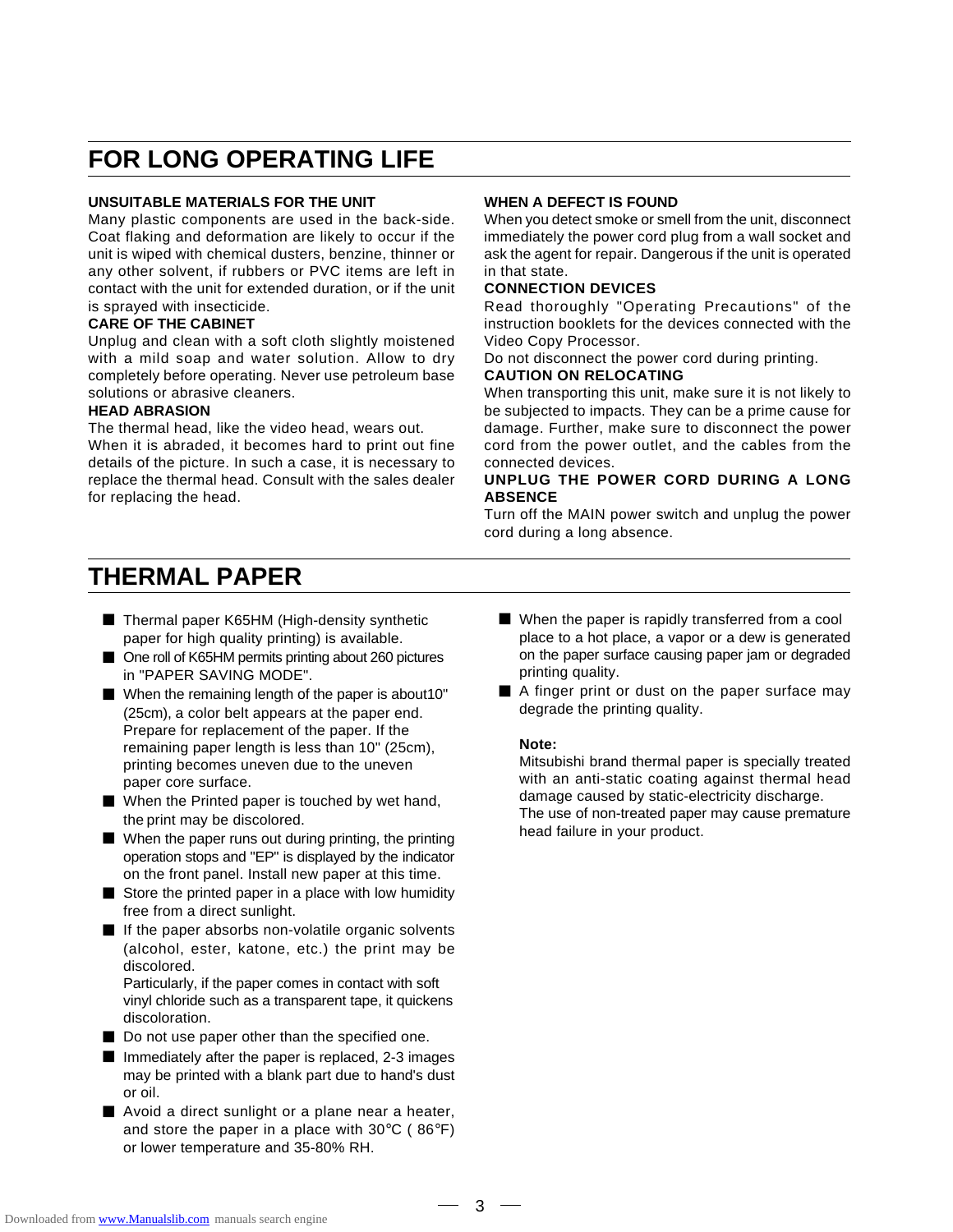## FOR LONG OPERATING LIFE

**UNSUITABLE MATERIALS FOR THE UNIT**

Many plastic components are used in the back-side. Coat flaking and deformation are likely to occur if the unit is wiped with chemical dusters, benzine, thinner or any other solvent, if rubbers or PVC items are left in contact with the unit for extended duration, or if the unit is sprayed with insecticide.

**CARE OF THE CABINET**

Unplug and clean with a soft cloth slightly moistened with a mild soap and water solution. Allow to dry completely before operating. Never use petroleum base solutions or abrasive cleaners.

**HEAD ABRASION**

The thermal head, like the video head, wears out.
When it is abraded, it becomes hard to print out fine details of the picture. In such a case, it is necessary to replace the thermal head. Consult with the sales dealer for replacing the head.

**WHEN A DEFECT IS FOUND**

When you detect smoke or smell from the unit, disconnect immediately the power cord plug from a wall socket and ask the agent for repair. Dangerous if the unit is operated in that state.

**CONNECTION DEVICES**

Read thoroughly "Operating Precautions" of the instruction booklets for the devices connected with the Video Copy Processor.
Do not disconnect the power cord during printing.

**CAUTION ON RELOCATING**

When transporting this unit, make sure it is not likely to be subjected to impacts. They can be a prime cause for damage. Further, make sure to disconnect the power cord from the power outlet, and the cables from the connected devices.

**UNPLUG THE POWER CORD DURING A LONG ABSENCE**

Turn off the MAIN power switch and unplug the power cord during a long absence.

## THERMAL PAPER

- Thermal paper K65HM (High-density synthetic paper for high quality printing) is available.
- One roll of K65HM permits printing about 260 pictures in "PAPER SAVING MODE".
- When the remaining length of the paper is about10" (25cm), a color belt appears at the paper end. Prepare for replacement of the paper. If the remaining paper length is less than 10" (25cm), printing becomes uneven due to the uneven paper core surface.
- When the Printed paper is touched by wet hand, the print may be discolored.
- When the paper runs out during printing, the printing operation stops and "EP" is displayed by the indicator on the front panel. Install new paper at this time.
- Store the printed paper in a place with low humidity free from a direct sunlight.
- If the paper absorbs non-volatile organic solvents (alcohol, ester, katone, etc.) the print may be discolored.
  Particularly, if the paper comes in contact with soft vinyl chloride such as a transparent tape, it quickens discoloration.
- Do not use paper other than the specified one.
- Immediately after the paper is replaced, 2-3 images may be printed with a blank part due to hand's dust or oil.
- Avoid a direct sunlight or a plane near a heater, and store the paper in a place with 30°C ( 86°F) or lower temperature and 35-80% RH.
- When the paper is rapidly transferred from a cool place to a hot place, a vapor or a dew is generated on the paper surface causing paper jam or degraded printing quality.
- A finger print or dust on the paper surface may degrade the printing quality.

**Note:**
Mitsubishi brand thermal paper is specially treated with an anti-static coating against thermal head damage caused by static-electricity discharge.
The use of non-treated paper may cause premature head failure in your product.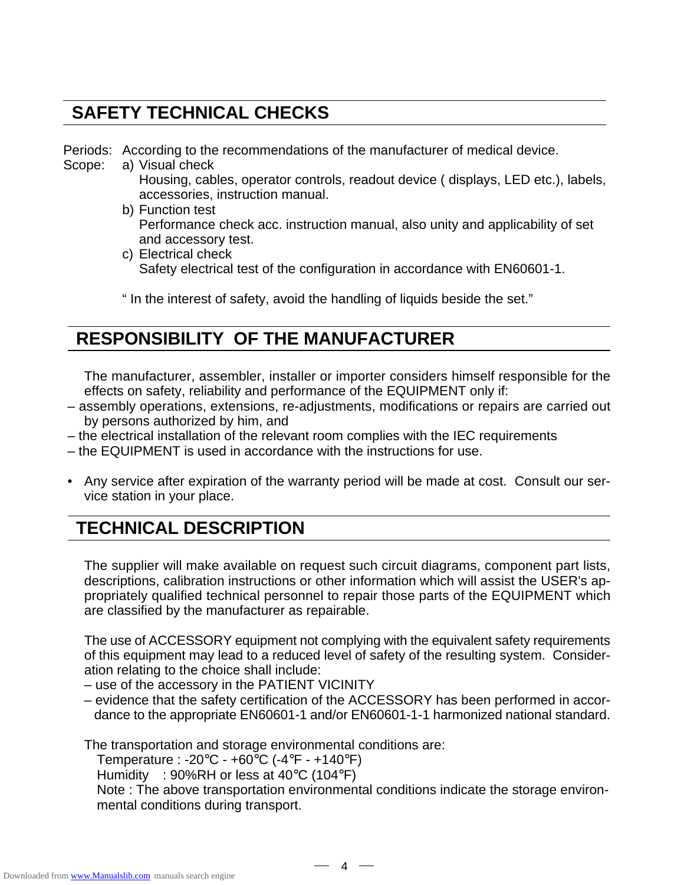## SAFETY TECHNICAL CHECKS

Periods: According to the recommendations of the manufacturer of medical device.

Scope:
- a) Visual check
  Housing, cables, operator controls, readout device ( displays, LED etc.), labels, accessories, instruction manual.
- b) Function test
  Performance check acc. instruction manual, also unity and applicability of set and accessory test.
- c) Electrical check
  Safety electrical test of the configuration in accordance with EN60601-1.

" In the interest of safety, avoid the handling of liquids beside the set."

## RESPONSIBILITY OF THE MANUFACTURER

The manufacturer, assembler, installer or importer considers himself responsible for the effects on safety, reliability and performance of the EQUIPMENT only if:

– assembly operations, extensions, re-adjustments, modifications or repairs are carried out by persons authorized by him, and
– the electrical installation of the relevant room complies with the IEC requirements
– the EQUIPMENT is used in accordance with the instructions for use.

- Any service after expiration of the warranty period will be made at cost. Consult our service station in your place.

## TECHNICAL DESCRIPTION

The supplier will make available on request such circuit diagrams, component part lists, descriptions, calibration instructions or other information which will assist the USER's appropriately qualified technical personnel to repair those parts of the EQUIPMENT which are classified by the manufacturer as repairable.

The use of ACCESSORY equipment not complying with the equivalent safety requirements of this equipment may lead to a reduced level of safety of the resulting system. Consideration relating to the choice shall include:

– use of the accessory in the PATIENT VICINITY
– evidence that the safety certification of the ACCESSORY has been performed in accordance to the appropriate EN60601-1 and/or EN60601-1-1 harmonized national standard.

The transportation and storage environmental conditions are:

Temperature : -20°C - +60°C (-4°F - +140°F)
Humidity : 90%RH or less at 40°C (104°F)
Note : The above transportation environmental conditions indicate the storage environmental conditions during transport.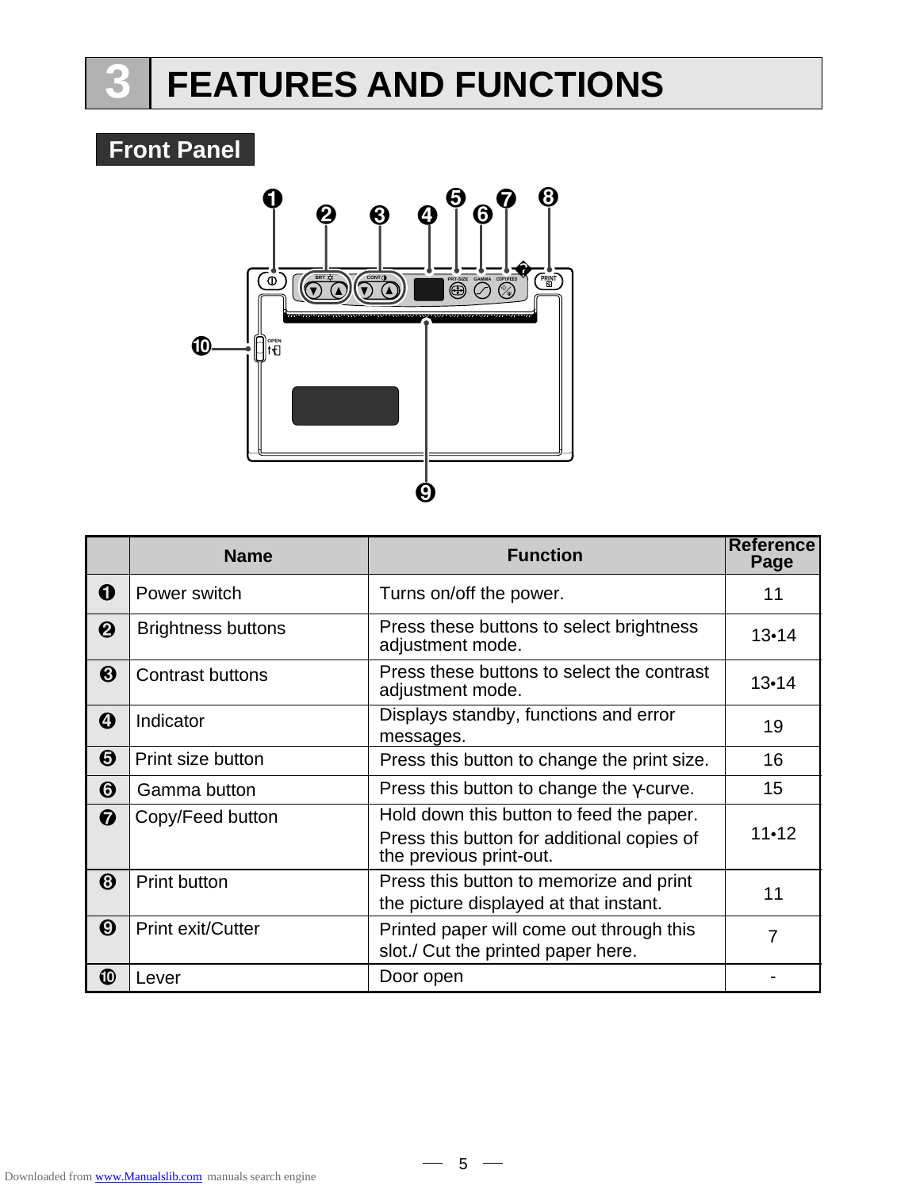# 3 FEATURES AND FUNCTIONS

## Front Panel

| | Name | Function | Reference Page |
|---|---|---|---|
| ❶ | Power switch | Turns on/off the power. | 11 |
| ❷ | Brightness buttons | Press these buttons to select brightness adjustment mode. | 13•14 |
| ❸ | Contrast buttons | Press these buttons to select the contrast adjustment mode. | 13•14 |
| ❹ | Indicator | Displays standby, functions and error messages. | 19 |
| ❺ | Print size button | Press this button to change the print size. | 16 |
| ❻ | Gamma button | Press this button to change the γ-curve. | 15 |
| ❼ | Copy/Feed button | Hold down this button to feed the paper. Press this button for additional copies of the previous print-out. | 11•12 |
| ❽ | Print button | Press this button to memorize and print the picture displayed at that instant. | 11 |
| ❾ | Print exit/Cutter | Printed paper will come out through this slot./ Cut the printed paper here. | 7 |
| ❿ | Lever | Door open | - |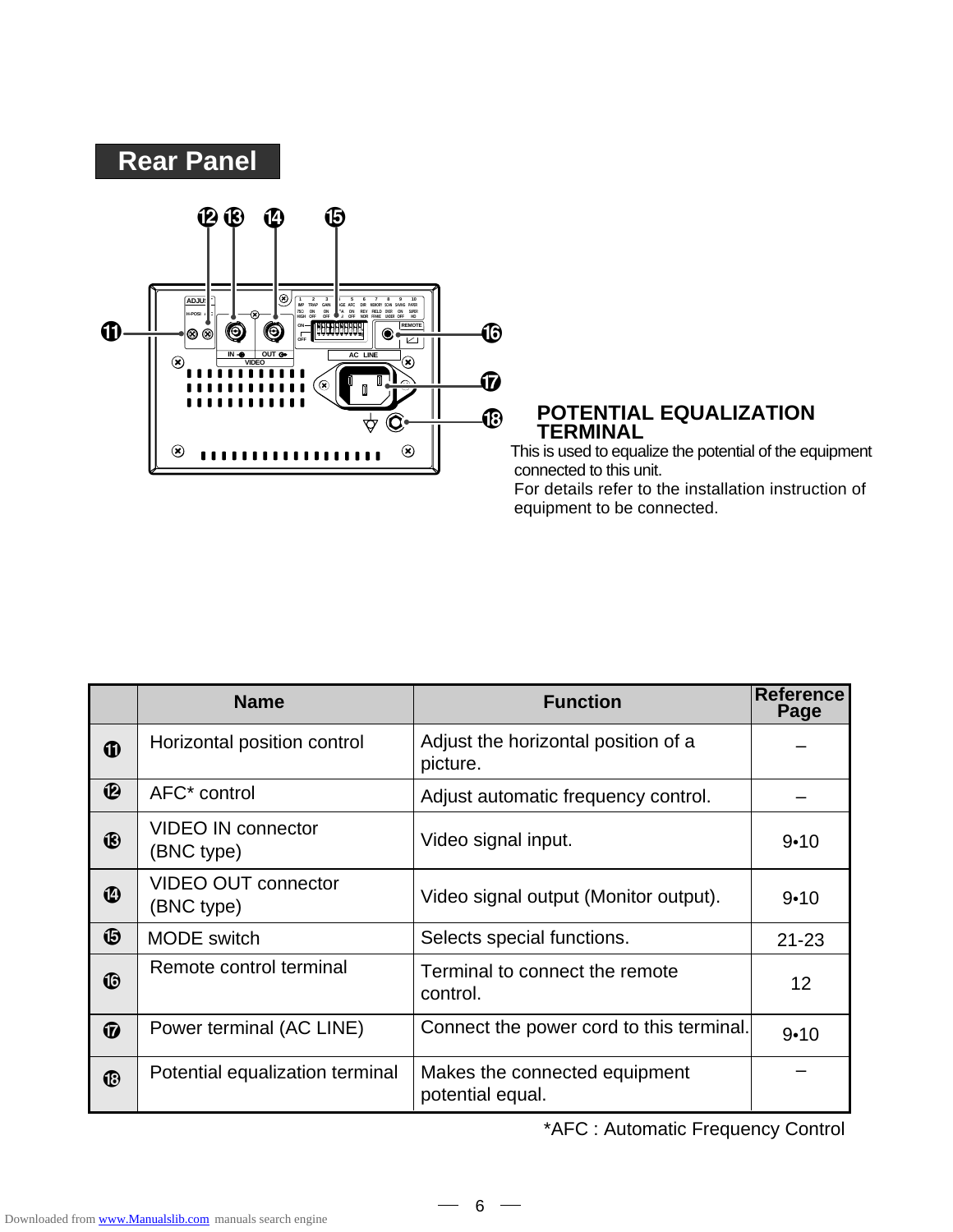## Rear Panel

**POTENTIAL EQUALIZATION TERMINAL**

This is used to equalize the potential of the equipment connected to this unit.
For details refer to the installation instruction of equipment to be connected.

| | Name | Function | Reference Page |
|---|---|---|---|
| ⓫ | Horizontal position control | Adjust the horizontal position of a picture. | – |
| ⓬ | AFC* control | Adjust automatic frequency control. | – |
| ⓭ | VIDEO IN connector (BNC type) | Video signal input. | 9•10 |
| ⓮ | VIDEO OUT connector (BNC type) | Video signal output (Monitor output). | 9•10 |
| ⓯ | MODE switch | Selects special functions. | 21-23 |
| ⓰ | Remote control terminal | Terminal to connect the remote control. | 12 |
| ⓱ | Power terminal (AC LINE) | Connect the power cord to this terminal. | 9•10 |
| ⓲ | Potential equalization terminal | Makes the connected equipment potential equal. | – |

*AFC : Automatic Frequency Control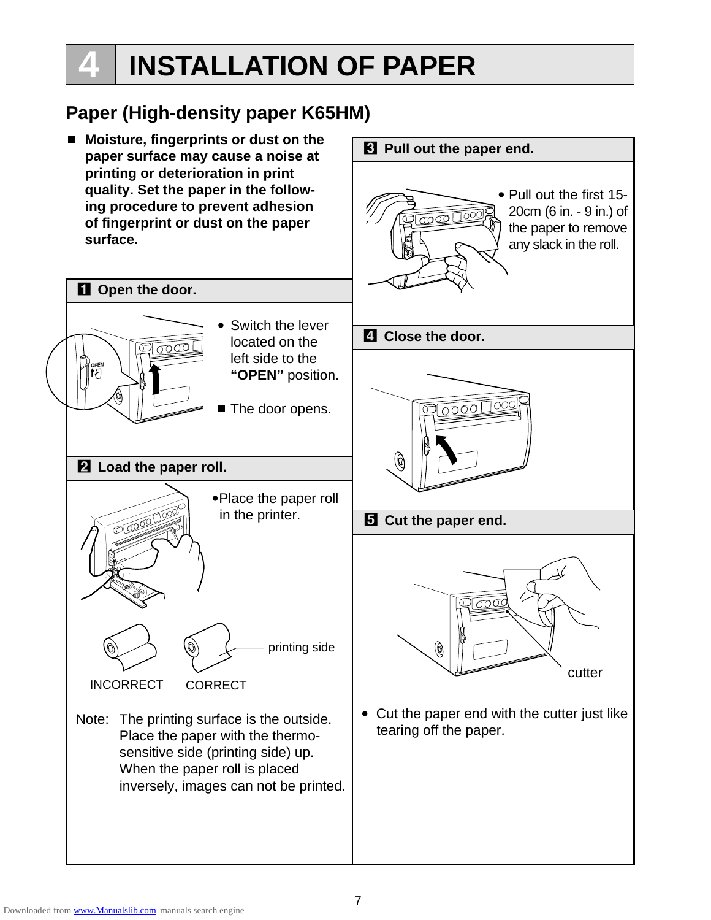# 4 INSTALLATION OF PAPER

## Paper (High-density paper K65HM)

- **Moisture, fingerprints or dust on the paper surface may cause a noise at printing or deterioration in print quality. Set the paper in the following procedure to prevent adhesion of fingerprint or dust on the paper surface.**

### 1 Open the door.

- Switch the lever located on the left side to the **"OPEN"** position.
- The door opens.

### 2 Load the paper roll.

- Place the paper roll in the printer.

INCORRECT CORRECT printing side

Note: The printing surface is the outside. Place the paper with the thermo-sensitive side (printing side) up. When the paper roll is placed inversely, images can not be printed.

### 3 Pull out the paper end.

- Pull out the first 15-20cm (6 in. - 9 in.) of the paper to remove any slack in the roll.

### 4 Close the door.

### 5 Cut the paper end.

cutter

- Cut the paper end with the cutter just like tearing off the paper.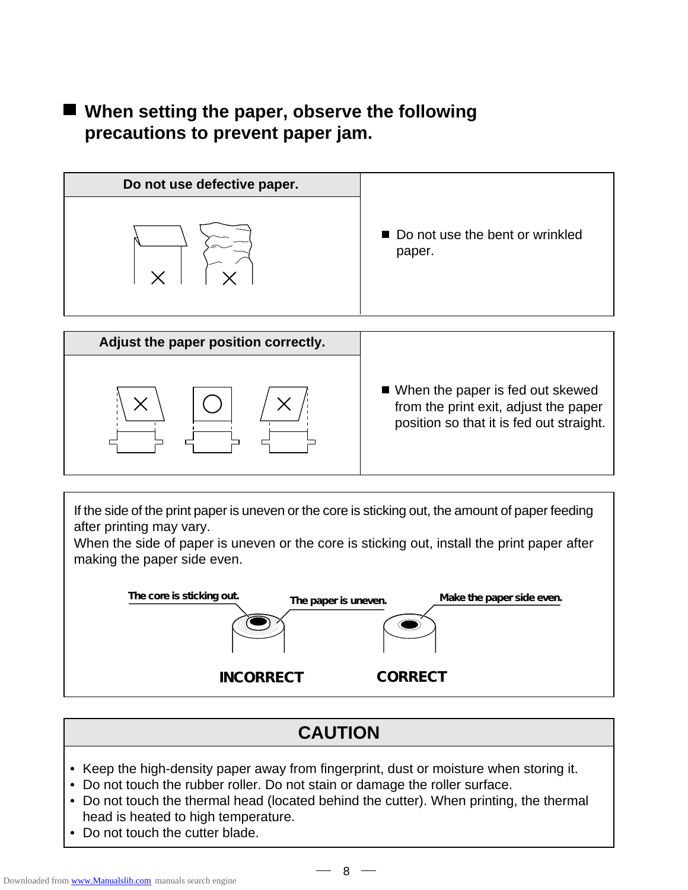## ■ When setting the paper, observe the following precautions to prevent paper jam.

| Do not use defective paper. | |
|---|---|
| | ■ Do not use the bent or wrinkled paper. |

| Adjust the paper position correctly. | |
|---|---|
| | ■ When the paper is fed out skewed from the print exit, adjust the paper position so that it is fed out straight. |

If the side of the print paper is uneven or the core is sticking out, the amount of paper feeding after printing may vary.
When the side of paper is uneven or the core is sticking out, install the print paper after making the paper side even.

The core is sticking out. The paper is uneven. Make the paper side even.

INCORRECT CORRECT

## CAUTION

- Keep the high-density paper away from fingerprint, dust or moisture when storing it.
- Do not touch the rubber roller. Do not stain or damage the roller surface.
- Do not touch the thermal head (located behind the cutter). When printing, the thermal head is heated to high temperature.
- Do not touch the cutter blade.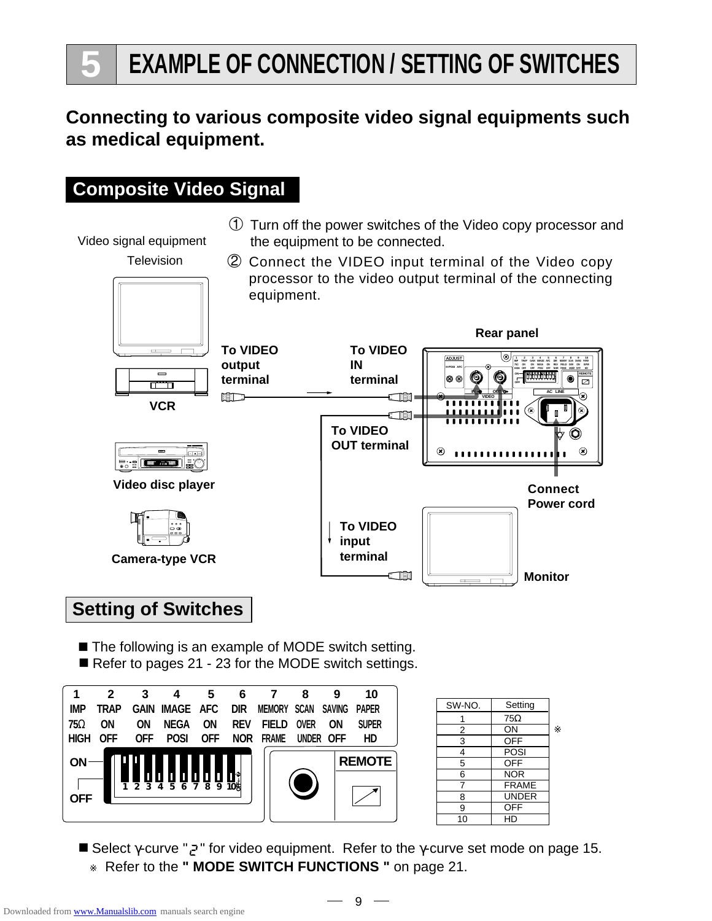# 5 EXAMPLE OF CONNECTION / SETTING OF SWITCHES

## Connecting to various composite video signal equipments such as medical equipment.

### Composite Video Signal

① Turn off the power switches of the Video copy processor and the equipment to be connected.

② Connect the VIDEO input terminal of the Video copy processor to the video output terminal of the connecting equipment.

Video signal equipment

Television

VCR

Video disc player

Camera-type VCR

To VIDEO output terminal

To VIDEO IN terminal

Rear panel

To VIDEO OUT terminal

Connect Power cord

To VIDEO input terminal

Monitor

### Setting of Switches

- The following is an example of MODE switch setting.
- Refer to pages 21 - 23 for the MODE switch settings.

| 1 | 2 | 3 | 4 | 5 | 6 | 7 | 8 | 9 | 10 |
|---|---|---|---|---|---|---|---|---|---|
| IMP | TRAP | GAIN | IMAGE | AFC | DIR | MEMORY | SCAN | SAVING | PAPER |
| 75Ω | ON | ON | NEGA | ON | REV | FIELD | OVER | ON | SUPER |
| HIGH | OFF | OFF | POSI | OFF | NOR | FRAME | UNDER | OFF | HD |

ON / OFF

REMOTE

| SW-NO. | Setting |
|---|---|
| 1 | 75Ω |
| 2 | ON |
| 3 | OFF |
| 4 | POSI |
| 5 | OFF |
| 6 | NOR |
| 7 | FRAME |
| 8 | UNDER |
| 9 | OFF |
| 10 | HD |

※

- Select γ-curve "2" for video equipment. Refer to the γ-curve set mode on page 15.

※ Refer to the **" MODE SWITCH FUNCTIONS "** on page 21.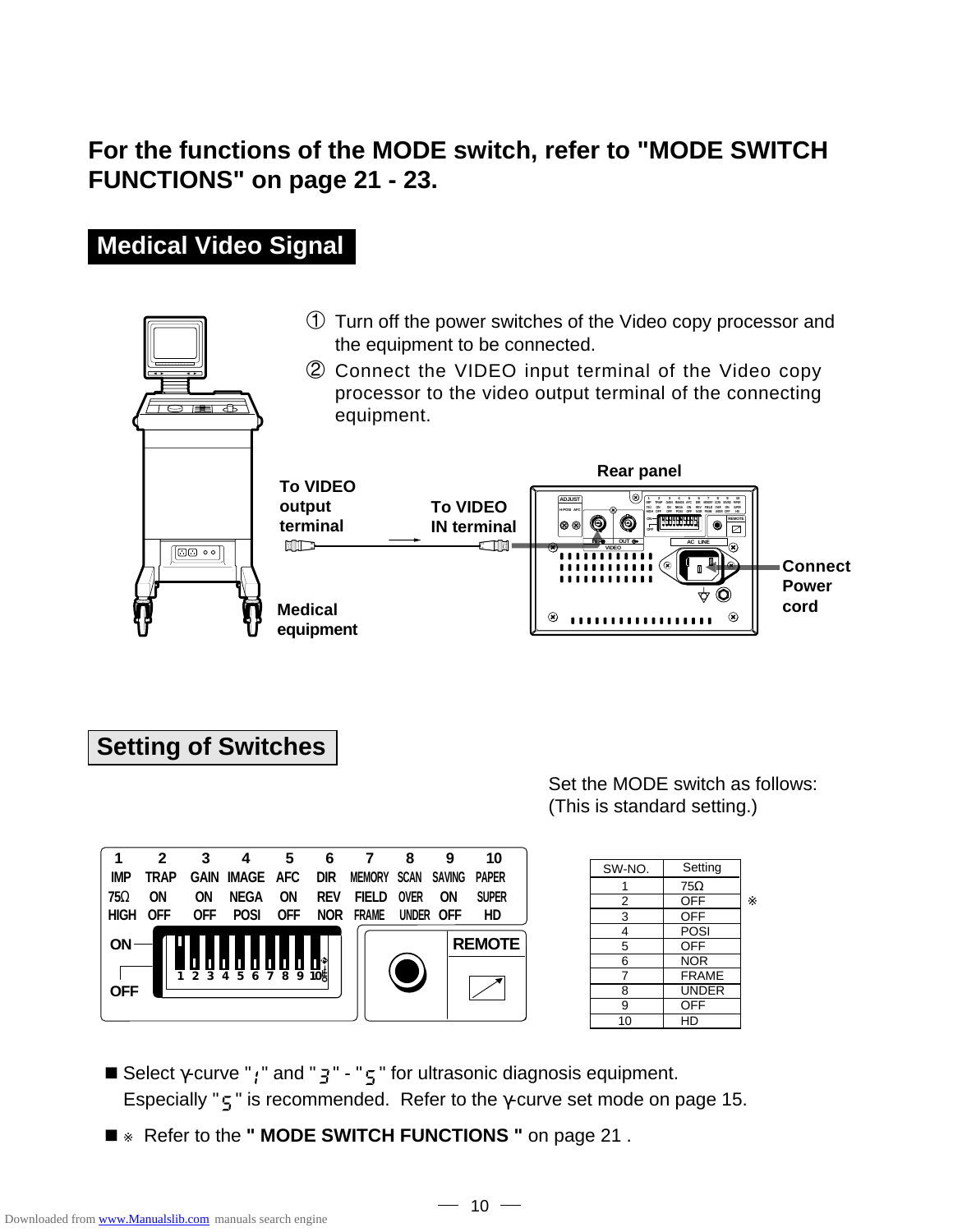**For the functions of the MODE switch, refer to "MODE SWITCH FUNCTIONS" on page 21 - 23.**

## Medical Video Signal

① Turn off the power switches of the Video copy processor and the equipment to be connected.

② Connect the VIDEO input terminal of the Video copy processor to the video output terminal of the connecting equipment.

To VIDEO output terminal

To VIDEO IN terminal

Rear panel

Connect Power cord

Medical equipment

## Setting of Switches

Set the MODE switch as follows:
(This is standard setting.)

| SW-NO. | Setting |
|---|---|
| 1 | 75Ω |
| 2 | OFF ※ |
| 3 | OFF |
| 4 | POSI |
| 5 | OFF |
| 6 | NOR |
| 7 | FRAME |
| 8 | UNDER |
| 9 | OFF |
| 10 | HD |

■ Select γ-curve "1" and "3" - "5" for ultrasonic diagnosis equipment. Especially "5" is recommended. Refer to the γ-curve set mode on page 15.

■ ※ Refer to the **" MODE SWITCH FUNCTIONS "** on page 21 .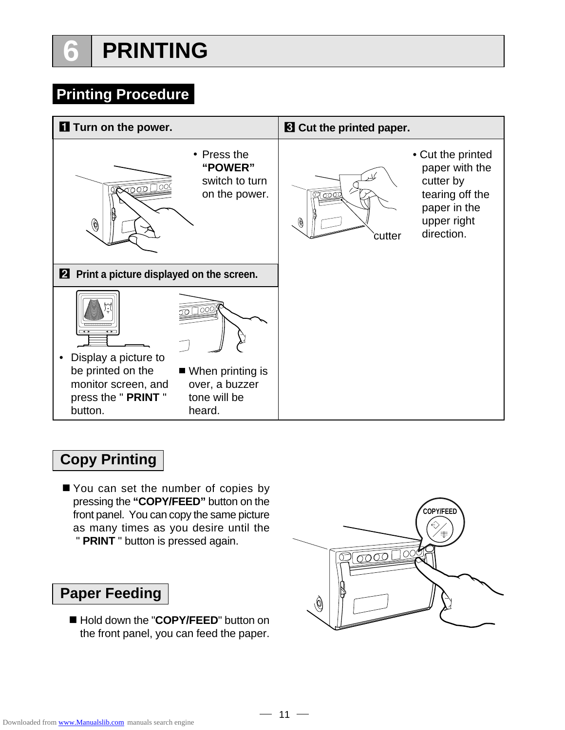# 6 PRINTING

## Printing Procedure

### 1 Turn on the power.

- Press the **"POWER"** switch to turn on the power.

### 2 Print a picture displayed on the screen.

- Display a picture to be printed on the monitor screen, and press the " **PRINT** " button.

■ When printing is over, a buzzer tone will be heard.

### 3 Cut the printed paper.

cutter

- Cut the printed paper with the cutter by tearing off the paper in the upper right direction.

## Copy Printing

■ You can set the number of copies by pressing the **"COPY/FEED"** button on the front panel. You can copy the same picture as many times as you desire until the " **PRINT** " button is pressed again.

## Paper Feeding

■ Hold down the "**COPY/FEED**" button on the front panel, you can feed the paper.

COPY/FEED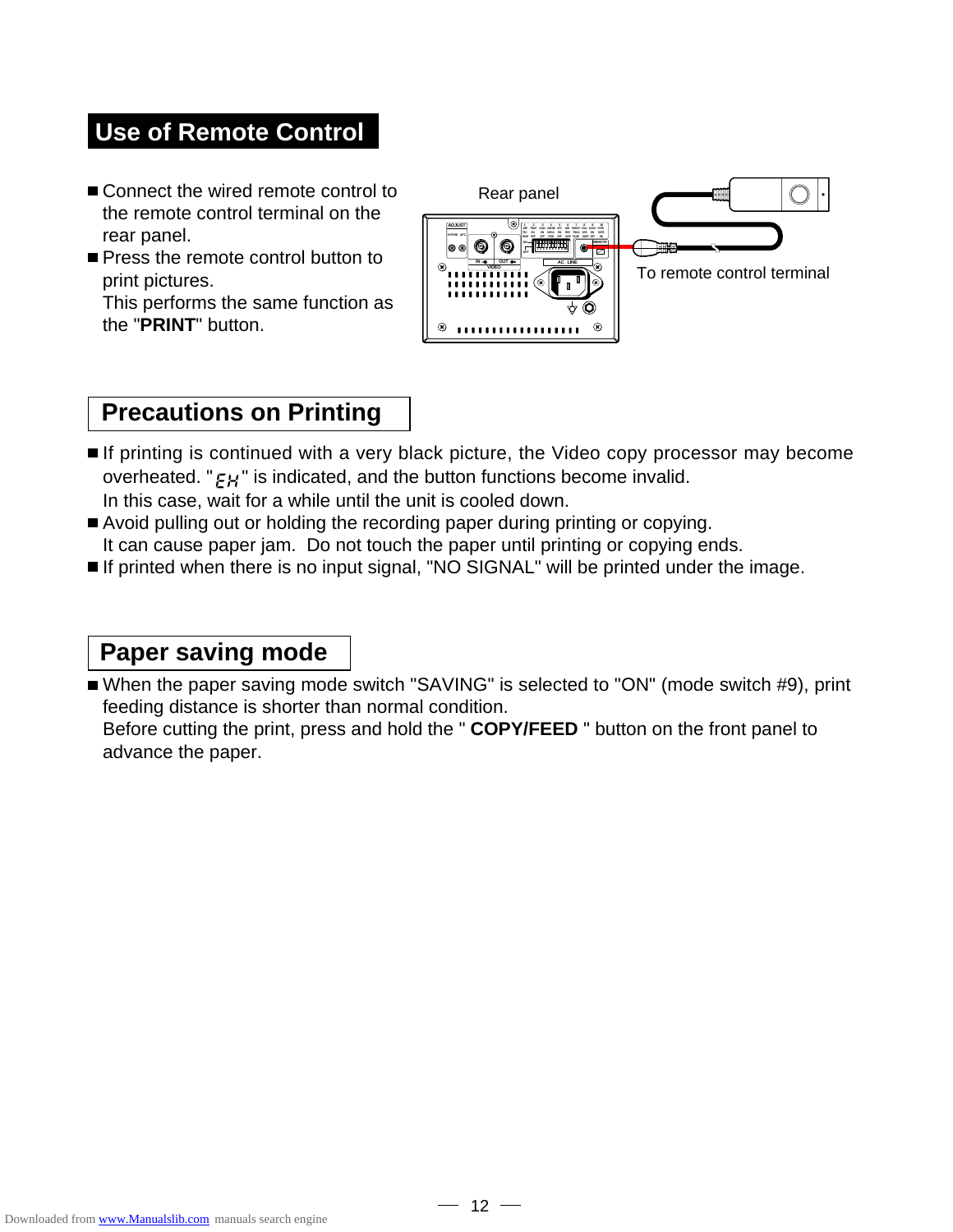## Use of Remote Control

- Connect the wired remote control to the remote control terminal on the rear panel.
- Press the remote control button to print pictures.
  This performs the same function as the "**PRINT**" button.

Rear panel

To remote control terminal

## Precautions on Printing

- If printing is continued with a very black picture, the Video copy processor may become overheated. "EH" is indicated, and the button functions become invalid.
  In this case, wait for a while until the unit is cooled down.
- Avoid pulling out or holding the recording paper during printing or copying.
  It can cause paper jam. Do not touch the paper until printing or copying ends.
- If printed when there is no input signal, "NO SIGNAL" will be printed under the image.

## Paper saving mode

- When the paper saving mode switch "SAVING" is selected to "ON" (mode switch #9), print feeding distance is shorter than normal condition.
  Before cutting the print, press and hold the " **COPY/FEED** " button on the front panel to advance the paper.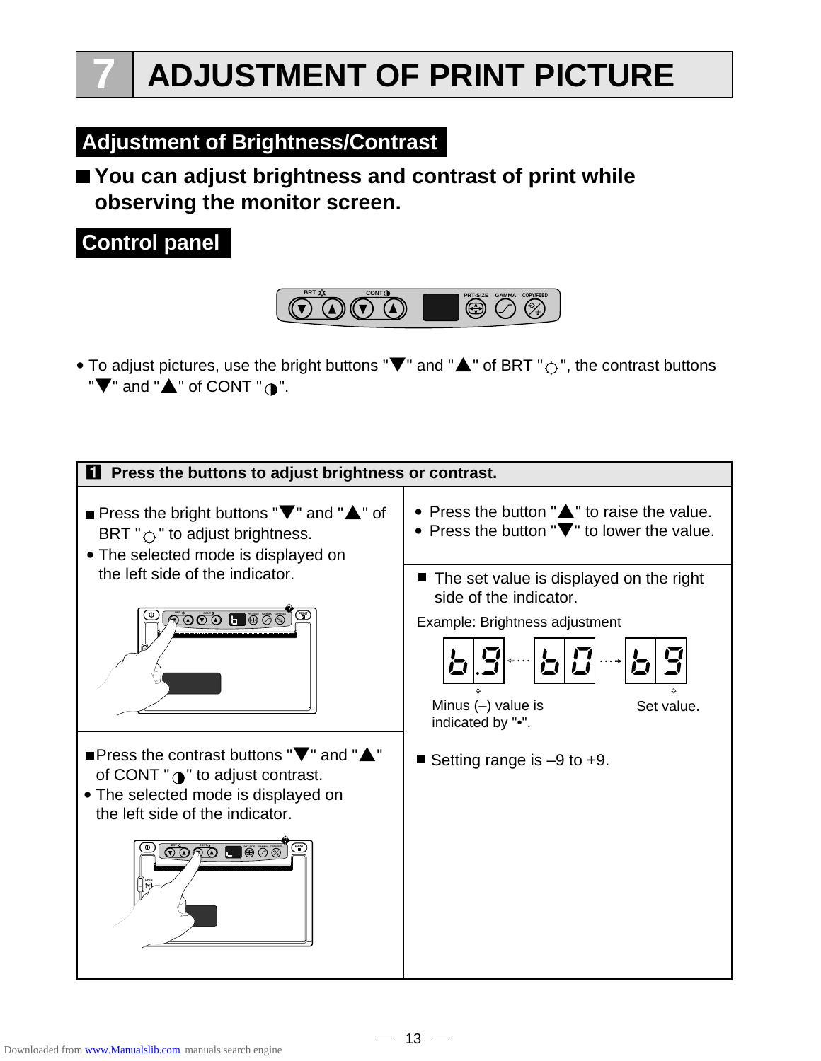# 7 ADJUSTMENT OF PRINT PICTURE

## Adjustment of Brightness/Contrast

■ **You can adjust brightness and contrast of print while observing the monitor screen.**

## Control panel

- To adjust pictures, use the bright buttons "▼" and "▲" of BRT "☼", the contrast buttons "▼" and "▲" of CONT "◑".

### 1 Press the buttons to adjust brightness or contrast.

■ Press the bright buttons "▼" and "▲" of BRT "☼" to adjust brightness.

- The selected mode is displayed on the left side of the indicator.

- Press the button "▲" to raise the value.
- Press the button "▼" to lower the value.

■ The set value is displayed on the right side of the indicator.

Example: Brightness adjustment

b.9 ⇠ b0 ⇢ b9

Minus (–) value is indicated by "•".

Set value.

■ Press the contrast buttons "▼" and "▲" of CONT "◑" to adjust contrast.

- The selected mode is displayed on the left side of the indicator.

■ Setting range is –9 to +9.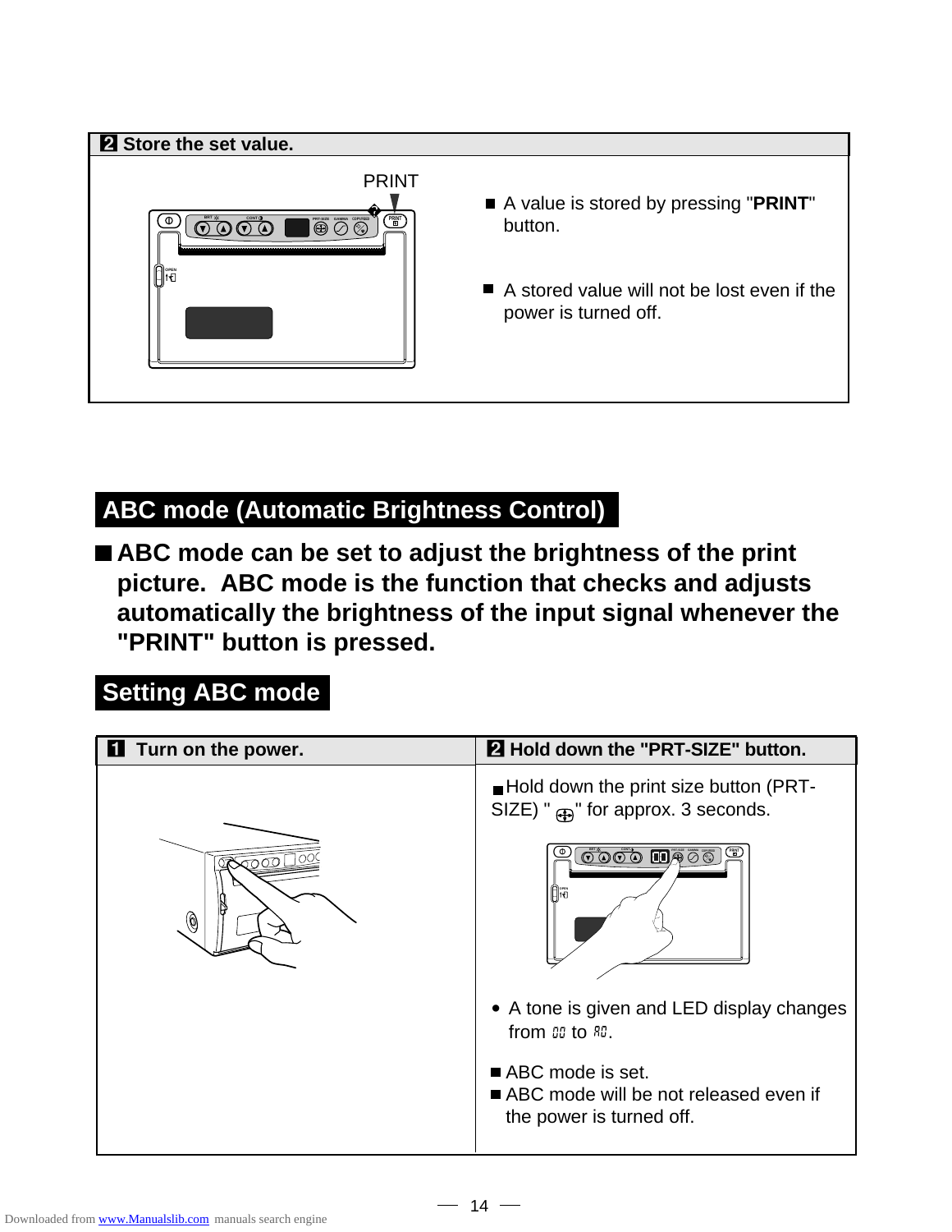**2 Store the set value.**

PRINT

- A value is stored by pressing "**PRINT**" button.
- A stored value will not be lost even if the power is turned off.

## ABC mode (Automatic Brightness Control)

- **ABC mode can be set to adjust the brightness of the print picture. ABC mode is the function that checks and adjusts automatically the brightness of the input signal whenever the "PRINT" button is pressed.**

## Setting ABC mode

**1 Turn on the power.**

**2 Hold down the "PRT-SIZE" button.**

- Hold down the print size button (PRT-SIZE) " ⊕ " for approx. 3 seconds.

- A tone is given and LED display changes from 00 to A0.

- ABC mode is set.
- ABC mode will be not released even if the power is turned off.

Downloaded from www.Manualslib.com manuals search engine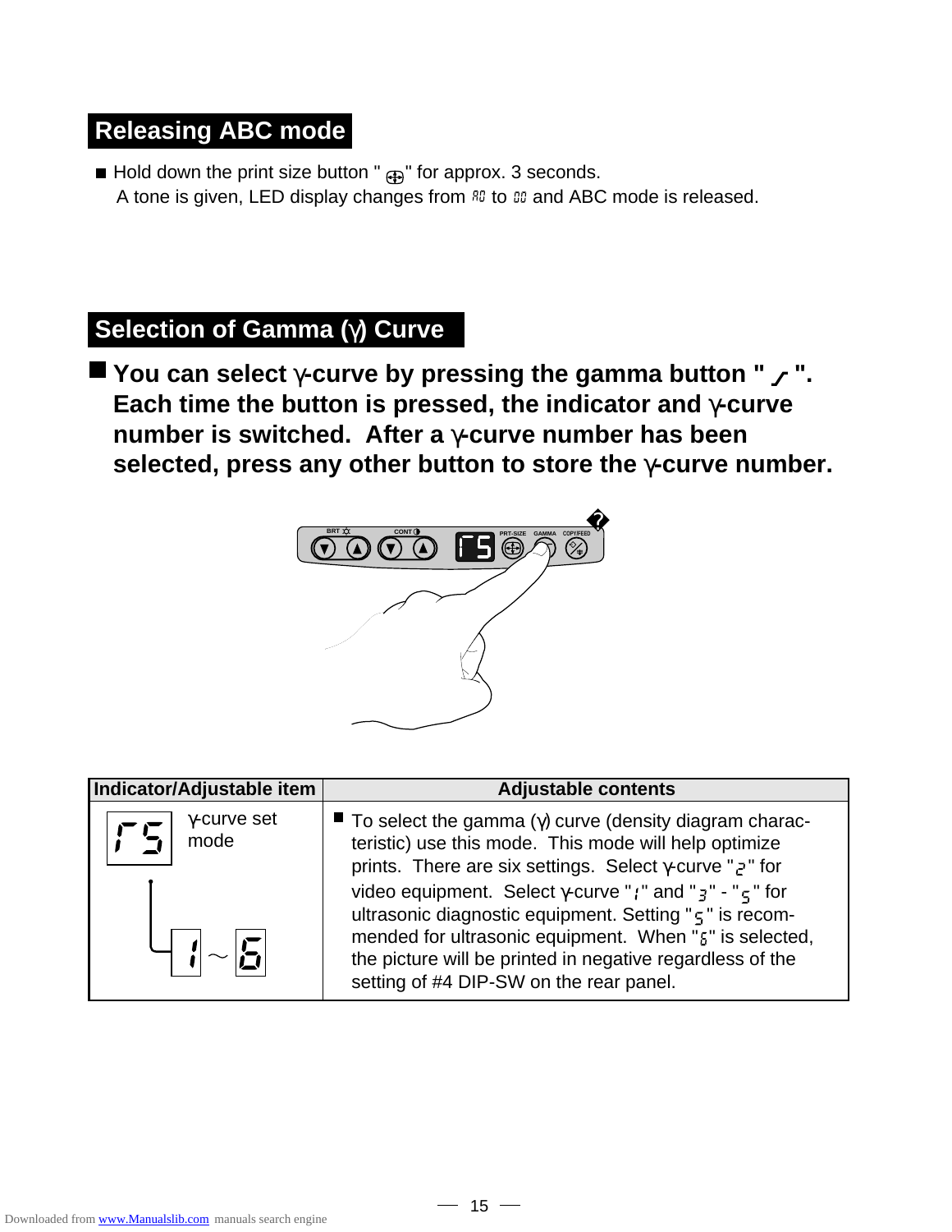## Releasing ABC mode

- Hold down the print size button "⊕" for approx. 3 seconds.
  A tone is given, LED display changes from AC to CC and ABC mode is released.

## Selection of Gamma (γ) Curve

- **You can select γ-curve by pressing the gamma button " ⌿ ". Each time the button is pressed, the indicator and γ-curve number is switched. After a γ-curve number has been selected, press any other button to store the γ-curve number.**

| Indicator/Adjustable item | Adjustable contents |
|---|---|
| r5 γ-curve set mode<br>1 ~ 6 | ■ To select the gamma (γ) curve (density diagram characteristic) use this mode. This mode will help optimize prints. There are six settings. Select γ-curve "2" for video equipment. Select γ-curve "1" and "3" - "5" for ultrasonic diagnostic equipment. Setting "5" is recommended for ultrasonic equipment. When "6" is selected, the picture will be printed in negative regardless of the setting of #4 DIP-SW on the rear panel. |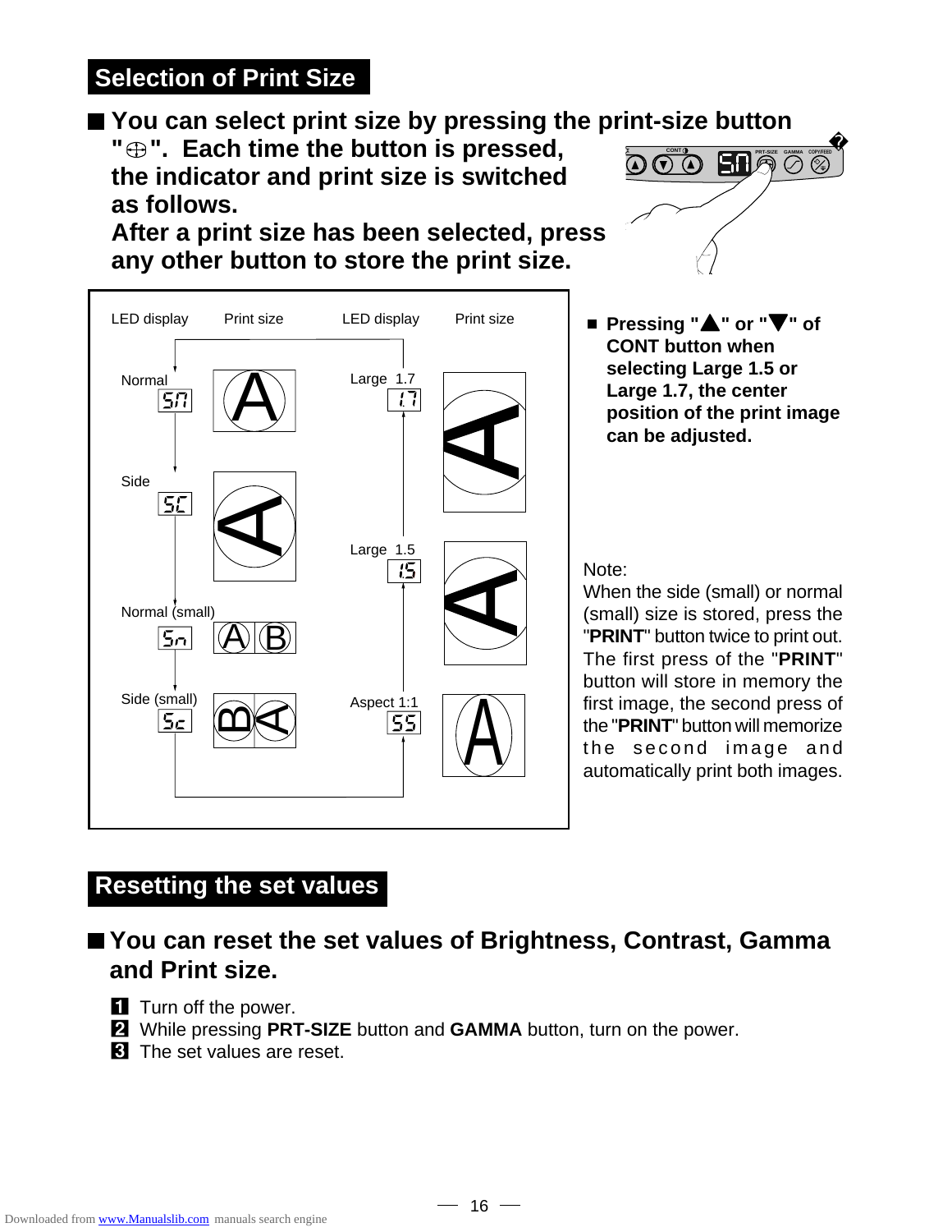## Selection of Print Size

■ **You can select print size by pressing the print-size button "⊕". Each time the button is pressed, the indicator and print size is switched as follows.**
**After a print size has been selected, press any other button to store the print size.**

| LED display | Print size | LED display | Print size |
|---|---|---|---|
| Normal (Sn) | | Large 1.7 (17) | |
| Side (SC) | | Large 1.5 (15) | |
| Normal (small) (Sn) | | Aspect 1:1 (SS) | |
| Side (small) (Sc) | | | |

■ **Pressing "▲" or "▼" of CONT button when selecting Large 1.5 or Large 1.7, the center position of the print image can be adjusted.**

Note:
When the side (small) or normal (small) size is stored, press the "**PRINT**" button twice to print out. The first press of the "**PRINT**" button will store in memory the first image, the second press of the "**PRINT**" button will memorize the second image and automatically print both images.

## Resetting the set values

■ **You can reset the set values of Brightness, Contrast, Gamma and Print size.**

1. Turn off the power.
2. While pressing **PRT-SIZE** button and **GAMMA** button, turn on the power.
3. The set values are reset.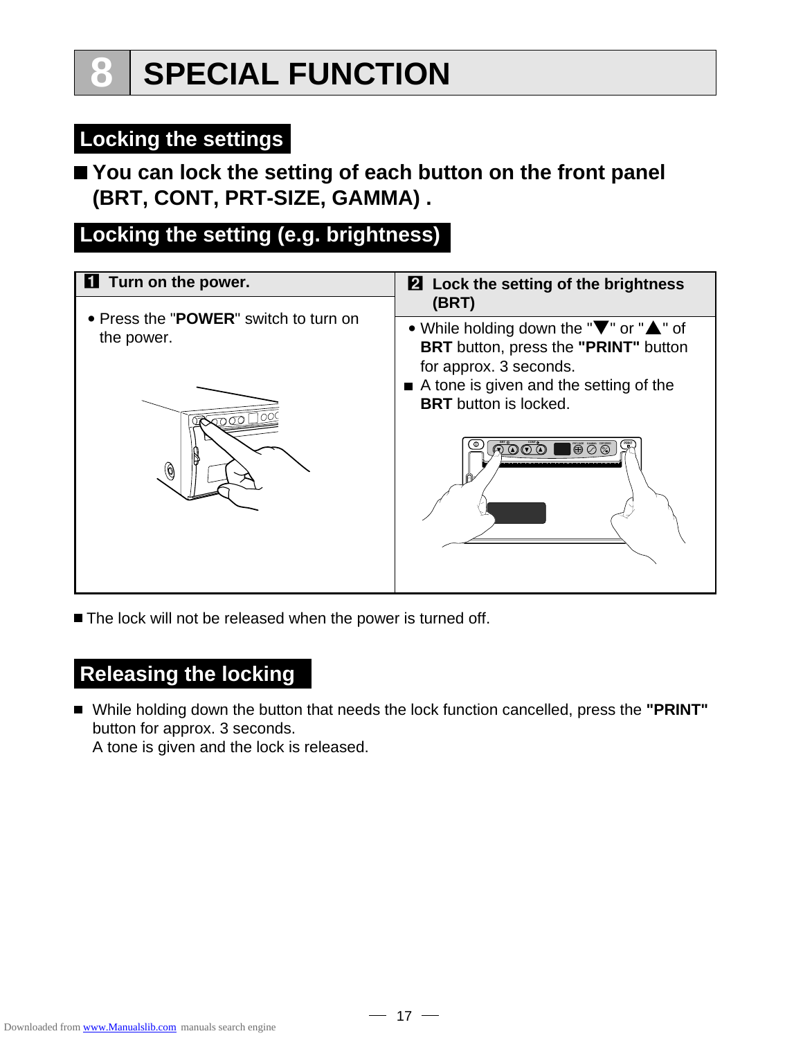# 8 SPECIAL FUNCTION

## Locking the settings

■ **You can lock the setting of each button on the front panel (BRT, CONT, PRT-SIZE, GAMMA) .**

## Locking the setting (e.g. brightness)

| **1 Turn on the power.** | **2 Lock the setting of the brightness (BRT)** |
|---|---|
| • Press the "**POWER**" switch to turn on the power. | • While holding down the "▼" or "▲" of **BRT** button, press the **"PRINT"** button for approx. 3 seconds.<br>■ A tone is given and the setting of the **BRT** button is locked. |

■ The lock will not be released when the power is turned off.

## Releasing the locking

■ While holding down the button that needs the lock function cancelled, press the **"PRINT"** button for approx. 3 seconds.
A tone is given and the lock is released.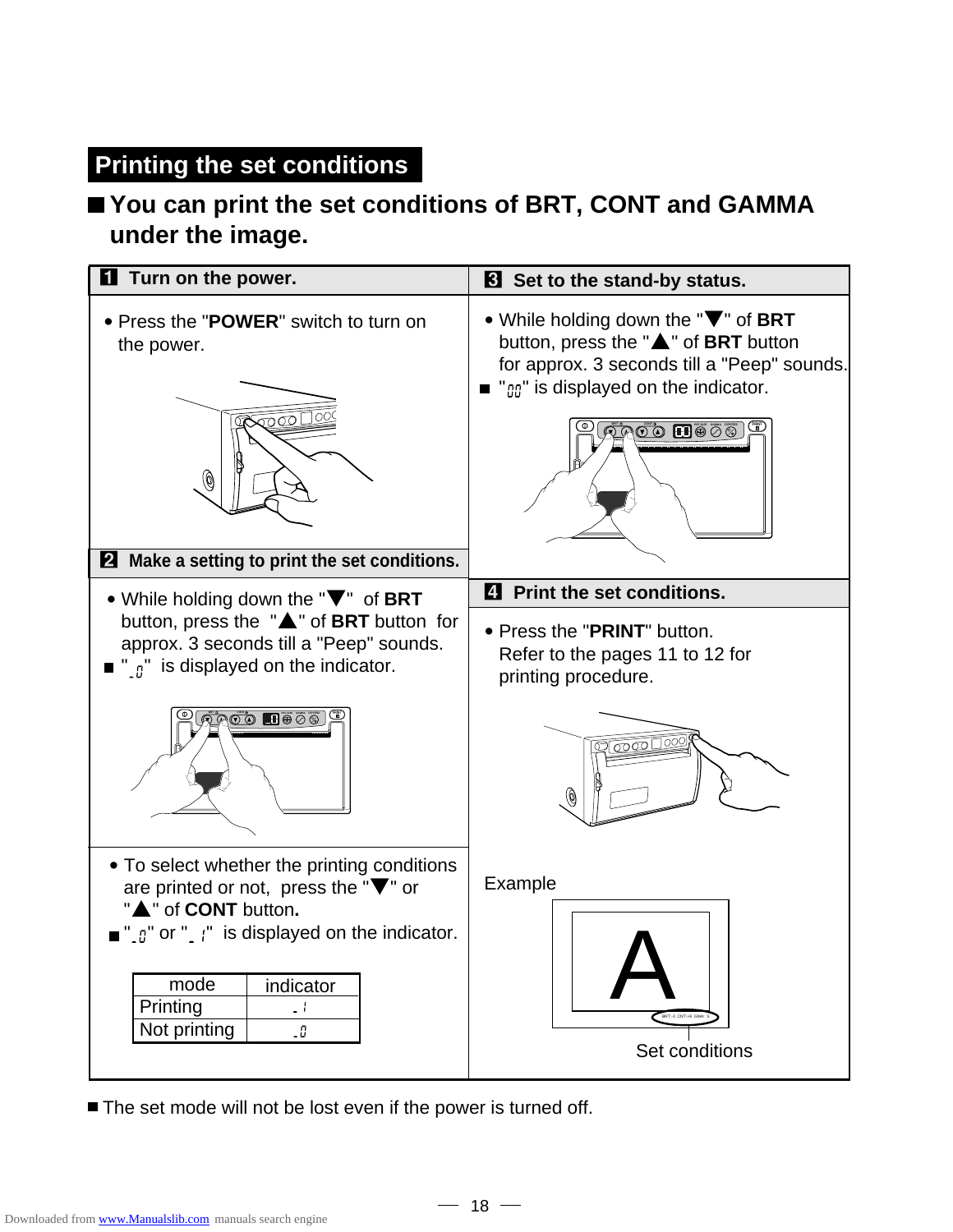## Printing the set conditions

### ■ You can print the set conditions of BRT, CONT and GAMMA under the image.

**1 Turn on the power.**

- Press the "**POWER**" switch to turn on the power.

**2 Make a setting to print the set conditions.**

- While holding down the "▼" of **BRT** button, press the "▲" of **BRT** button for approx. 3 seconds till a "Peep" sounds.

■ "-0" is displayed on the indicator.

- To select whether the printing conditions are printed or not, press the "▼" or "▲" of **CONT** button.

■ "-0" or "-1" is displayed on the indicator.

| mode | indicator |
|---|---|
| Printing | -1 |
| Not printing | -0 |

**3 Set to the stand-by status.**

- While holding down the "▼" of **BRT** button, press the "▲" of **BRT** button for approx. 3 seconds till a "Peep" sounds.

■ "00" is displayed on the indicator.

**4 Print the set conditions.**

- Press the "**PRINT**" button. Refer to the pages 11 to 12 for printing procedure.

Example

BRT:-3 CNT:+8 GMA: 5

Set conditions

■ The set mode will not be lost even if the power is turned off.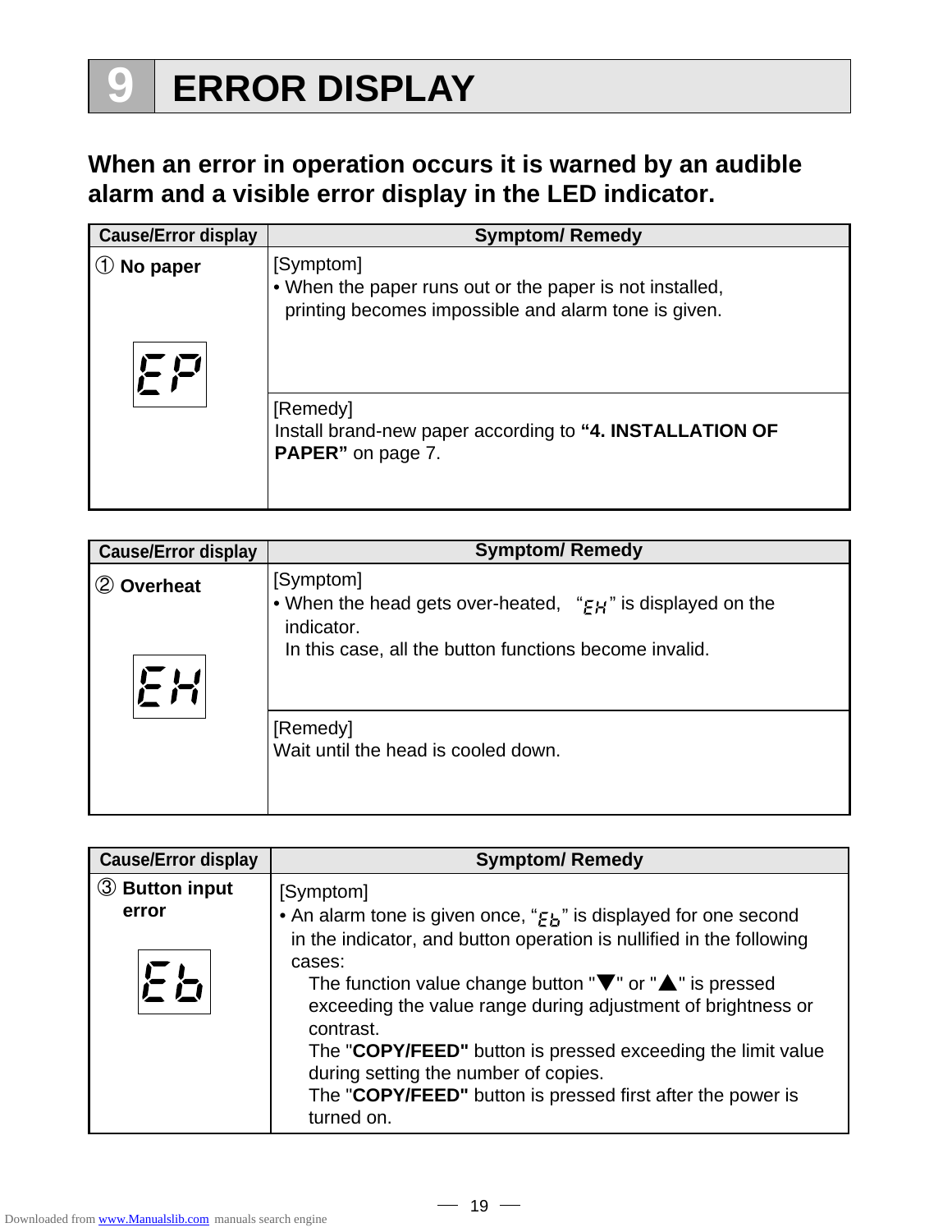# 9 ERROR DISPLAY

**When an error in operation occurs it is warned by an audible alarm and a visible error display in the LED indicator.**

| Cause/Error display | Symptom/ Remedy |
|---|---|
| ① **No paper**<br><br>EP | [Symptom]<br>• When the paper runs out or the paper is not installed, printing becomes impossible and alarm tone is given. |
| | [Remedy]<br>Install brand-new paper according to **"4. INSTALLATION OF PAPER"** on page 7. |

| Cause/Error display | Symptom/ Remedy |
|---|---|
| ② **Overheat**<br><br>EH | [Symptom]<br>• When the head gets over-heated, "EH" is displayed on the indicator.<br>In this case, all the button functions become invalid. |
| | [Remedy]<br>Wait until the head is cooled down. |

| Cause/Error display | Symptom/ Remedy |
|---|---|
| ③ **Button input error**<br><br>Eb | [Symptom]<br>• An alarm tone is given once, "Eb" is displayed for one second in the indicator, and button operation is nullified in the following cases:<br>The function value change button "▼" or "▲" is pressed exceeding the value range during adjustment of brightness or contrast.<br>The "**COPY/FEED"** button is pressed exceeding the limit value during setting the number of copies.<br>The "**COPY/FEED"** button is pressed first after the power is turned on. |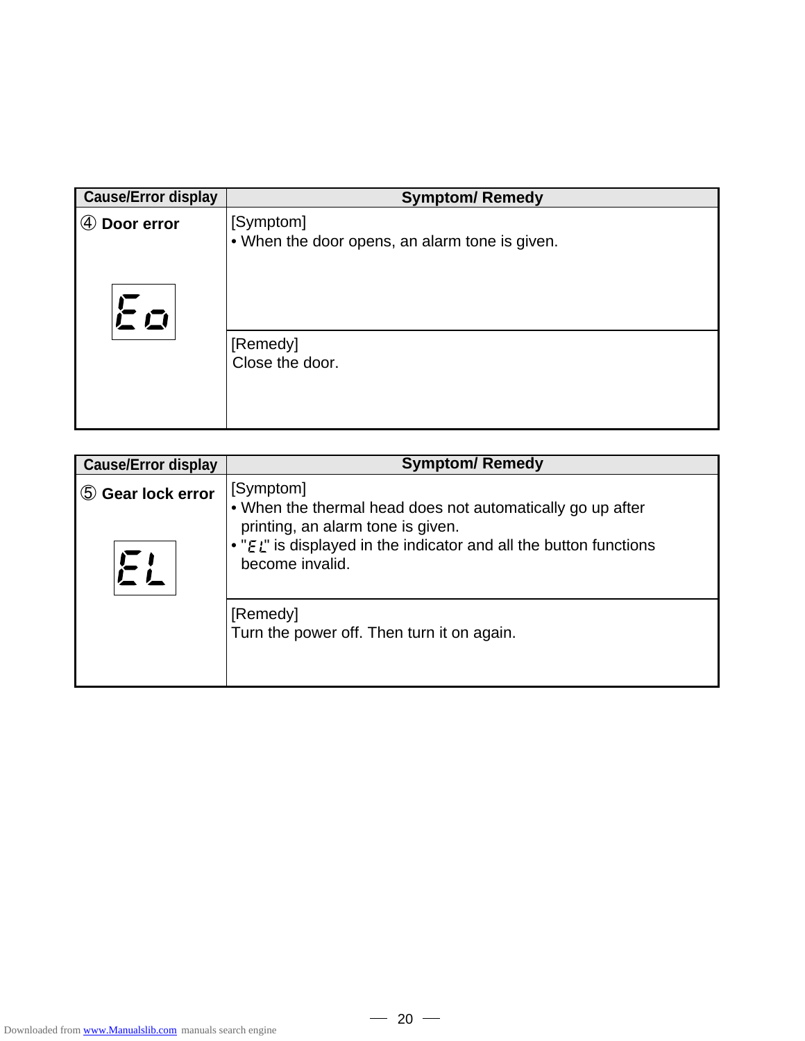| Cause/Error display | Symptom/ Remedy |
| --- | --- |
| ④ **Door error** Eo | [Symptom] • When the door opens, an alarm tone is given. |
| | [Remedy] Close the door. |

| Cause/Error display | Symptom/ Remedy |
| --- | --- |
| ⑤ **Gear lock error** EL | [Symptom] • When the thermal head does not automatically go up after printing, an alarm tone is given. • "EL" is displayed in the indicator and all the button functions become invalid. |
| | [Remedy] Turn the power off. Then turn it on again. |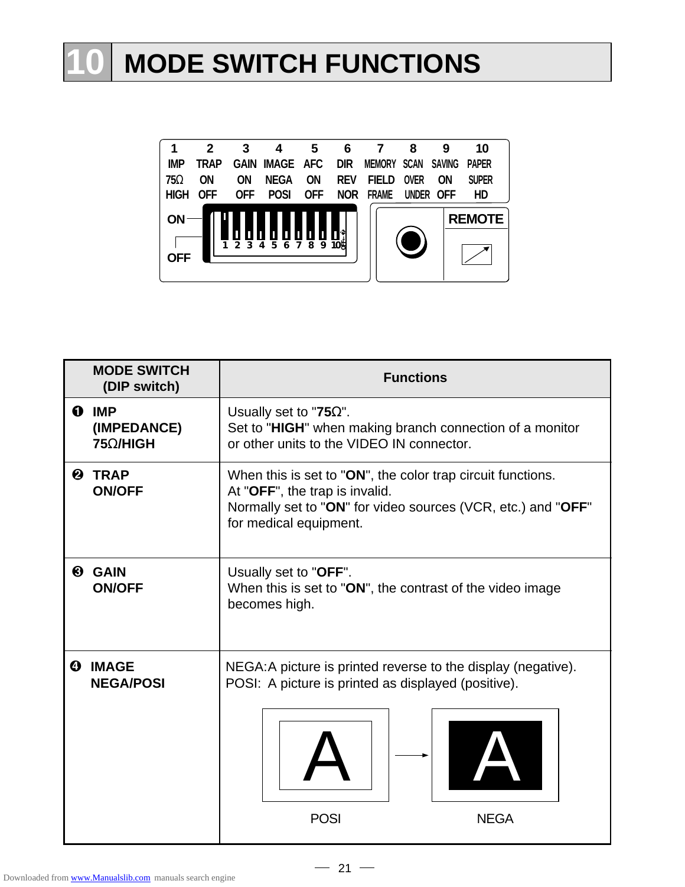# 10 MODE SWITCH FUNCTIONS

| 1 | 2 | 3 | 4 | 5 | 6 | 7 | 8 | 9 | 10 |
|---|---|---|---|---|---|---|---|---|---|
| IMP | TRAP | GAIN | IMAGE | AFC | DIR | MEMORY | SCAN | SAVING | PAPER |
| 75Ω | ON | ON | NEGA | ON | REV | FIELD | OVER | ON | SUPER |
| HIGH | OFF | OFF | POSI | OFF | NOR | FRAME | UNDER | OFF | HD |

ON

OFF

REMOTE

| MODE SWITCH (DIP switch) | Functions |
|---|---|
| ❶ **IMP (IMPEDANCE) 75Ω/HIGH** | Usually set to "**75Ω**".<br>Set to "**HIGH**" when making branch connection of a monitor or other units to the VIDEO IN connector. |
| ❷ **TRAP ON/OFF** | When this is set to "**ON**", the color trap circuit functions.<br>At "**OFF**", the trap is invalid.<br>Normally set to "**ON**" for video sources (VCR, etc.) and "**OFF**" for medical equipment. |
| ❸ **GAIN ON/OFF** | Usually set to "**OFF**".<br>When this is set to "**ON**", the contrast of the video image becomes high. |
| ❹ **IMAGE NEGA/POSI** | NEGA:A picture is printed reverse to the display (negative).<br>POSI: A picture is printed as displayed (positive).<br><br>POSI → NEGA |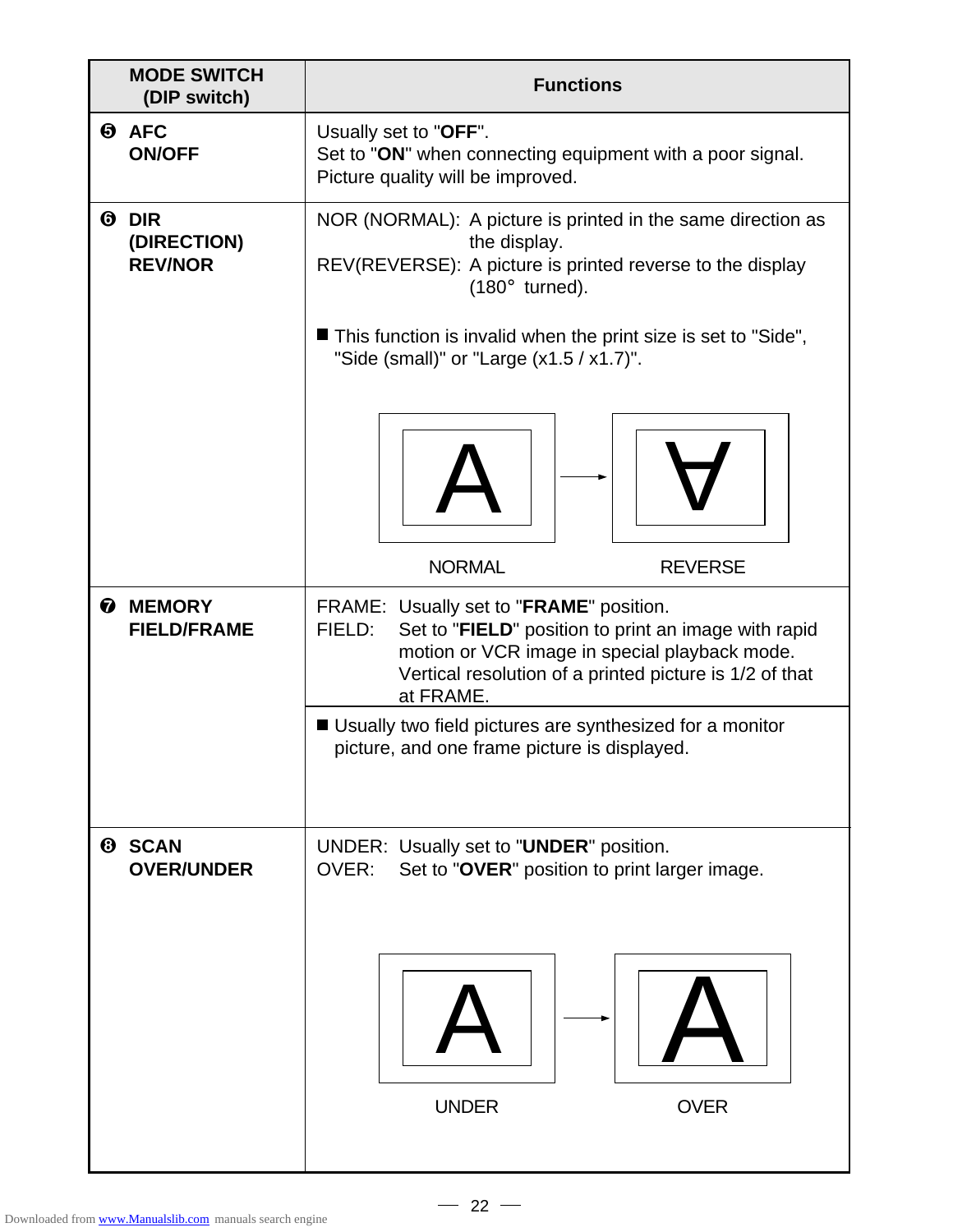| MODE SWITCH (DIP switch) | Functions |
|---|---|
| ❺ **AFC ON/OFF** | Usually set to "**OFF**".<br>Set to "**ON**" when connecting equipment with a poor signal. Picture quality will be improved. |
| ❻ **DIR (DIRECTION) REV/NOR** | NOR (NORMAL): A picture is printed in the same direction as the display.<br>REV(REVERSE): A picture is printed reverse to the display (180° turned).<br><br>■ This function is invalid when the print size is set to "Side", "Side (small)" or "Large (x1.5 / x1.7)".<br><br>NORMAL → REVERSE |
| ❼ **MEMORY FIELD/FRAME** | FRAME: Usually set to "**FRAME**" position.<br>FIELD: Set to "**FIELD**" position to print an image with rapid motion or VCR image in special playback mode. Vertical resolution of a printed picture is 1/2 of that at FRAME.<br><br>■ Usually two field pictures are synthesized for a monitor picture, and one frame picture is displayed. |
| ❽ **SCAN OVER/UNDER** | UNDER: Usually set to "**UNDER**" position.<br>OVER: Set to "**OVER**" position to print larger image.<br><br>UNDER → OVER |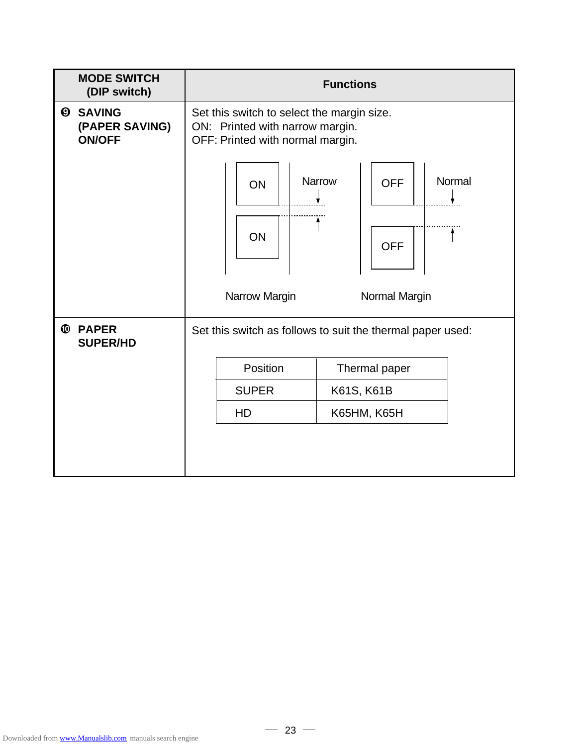| MODE SWITCH (DIP switch) | Functions |
|---|---|
| ❾ **SAVING (PAPER SAVING) ON/OFF** | Set this switch to select the margin size.<br>ON: Printed with narrow margin.<br>OFF: Printed with normal margin.<br><br>ON / ON — Narrow — Narrow Margin<br>OFF / OFF — Normal — Normal Margin |
| ❿ **PAPER SUPER/HD** | Set this switch as follows to suit the thermal paper used: |

| Position | Thermal paper |
|---|---|
| SUPER | K61S, K61B |
| HD | K65HM, K65H |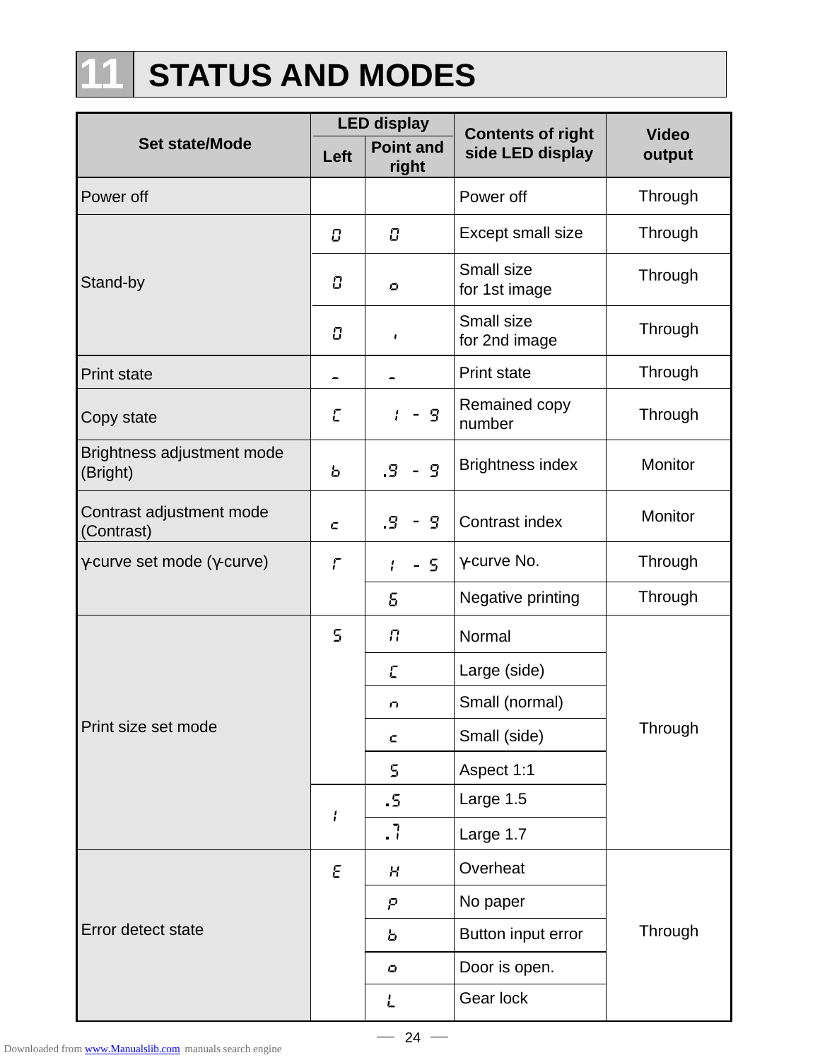# 11 STATUS AND MODES

| Set state/Mode | LED display | | Contents of right side LED display | Video output |
|---|---|---|---|---|
| | Left | Point and right | | |
| Power off | | | Power off | Through |
| Stand-by | 0 | 0 | Except small size | Through |
| | 0 | o | Small size for 1st image | Through |
| | 0 | ' | Small size for 2nd image | Through |
| Print state | _ | _ | Print state | Through |
| Copy state | C | 1 - 9 | Remained copy number | Through |
| Brightness adjustment mode (Bright) | b | .9 - 9 | Brightness index | Monitor |
| Contrast adjustment mode (Contrast) | c | .9 - 9 | Contrast index | Monitor |
| γ-curve set mode (γ-curve) | r | 1 - 5 | γ-curve No. | Through |
| | | 6 | Negative printing | Through |
| Print size set mode | S | n | Normal | Through |
| | | C | Large (side) | |
| | | n | Small (normal) | |
| | | c | Small (side) | |
| | | S | Aspect 1:1 | |
| | 1 | .5 | Large 1.5 | |
| | | .7 | Large 1.7 | |
| Error detect state | E | H | Overheat | Through |
| | | P | No paper | |
| | | b | Button input error | |
| | | o | Door is open. | |
| | | L | Gear lock | |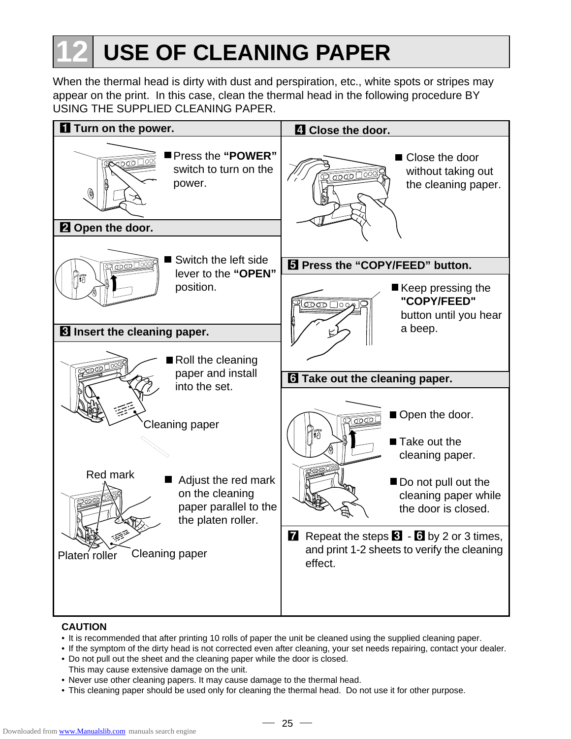# 12 USE OF CLEANING PAPER

When the thermal head is dirty with dust and perspiration, etc., white spots or stripes may appear on the print. In this case, clean the thermal head in the following procedure BY USING THE SUPPLIED CLEANING PAPER.

### 1 Turn on the power.

- Press the **"POWER"** switch to turn on the power.

### 2 Open the door.

- Switch the left side lever to the **"OPEN"** position.

### 3 Insert the cleaning paper.

- Roll the cleaning paper and install into the set.

Cleaning paper

- Adjust the red mark on the cleaning paper parallel to the the platen roller.

Red mark

Platen roller

Cleaning paper

### 4 Close the door.

- Close the door without taking out the cleaning paper.

### 5 Press the "COPY/FEED" button.

- Keep pressing the **"COPY/FEED"** button until you hear a beep.

### 6 Take out the cleaning paper.

- Open the door.
- Take out the cleaning paper.
- Do not pull out the cleaning paper while the door is closed.

### 7 Repeat the steps 3 - 6 by 2 or 3 times, and print 1-2 sheets to verify the cleaning effect.

**CAUTION**

- It is recommended that after printing 10 rolls of paper the unit be cleaned using the supplied cleaning paper.
- If the symptom of the dirty head is not corrected even after cleaning, your set needs repairing, contact your dealer.
- Do not pull out the sheet and the cleaning paper while the door is closed.
  This may cause extensive damage on the unit.
- Never use other cleaning papers. It may cause damage to the thermal head.
- This cleaning paper should be used only for cleaning the thermal head. Do not use it for other purpose.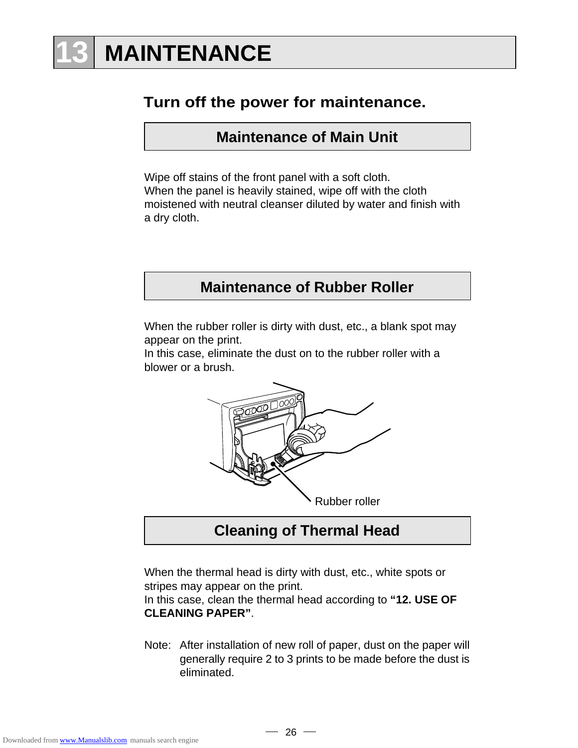# 13 MAINTENANCE

**Turn off the power for maintenance.**

## Maintenance of Main Unit

Wipe off stains of the front panel with a soft cloth.
When the panel is heavily stained, wipe off with the cloth moistened with neutral cleanser diluted by water and finish with a dry cloth.

## Maintenance of Rubber Roller

When the rubber roller is dirty with dust, etc., a blank spot may appear on the print.
In this case, eliminate the dust on to the rubber roller with a blower or a brush.

Rubber roller

## Cleaning of Thermal Head

When the thermal head is dirty with dust, etc., white spots or stripes may appear on the print.
In this case, clean the thermal head according to **"12. USE OF CLEANING PAPER"**.

Note: After installation of new roll of paper, dust on the paper will generally require 2 to 3 prints to be made before the dust is eliminated.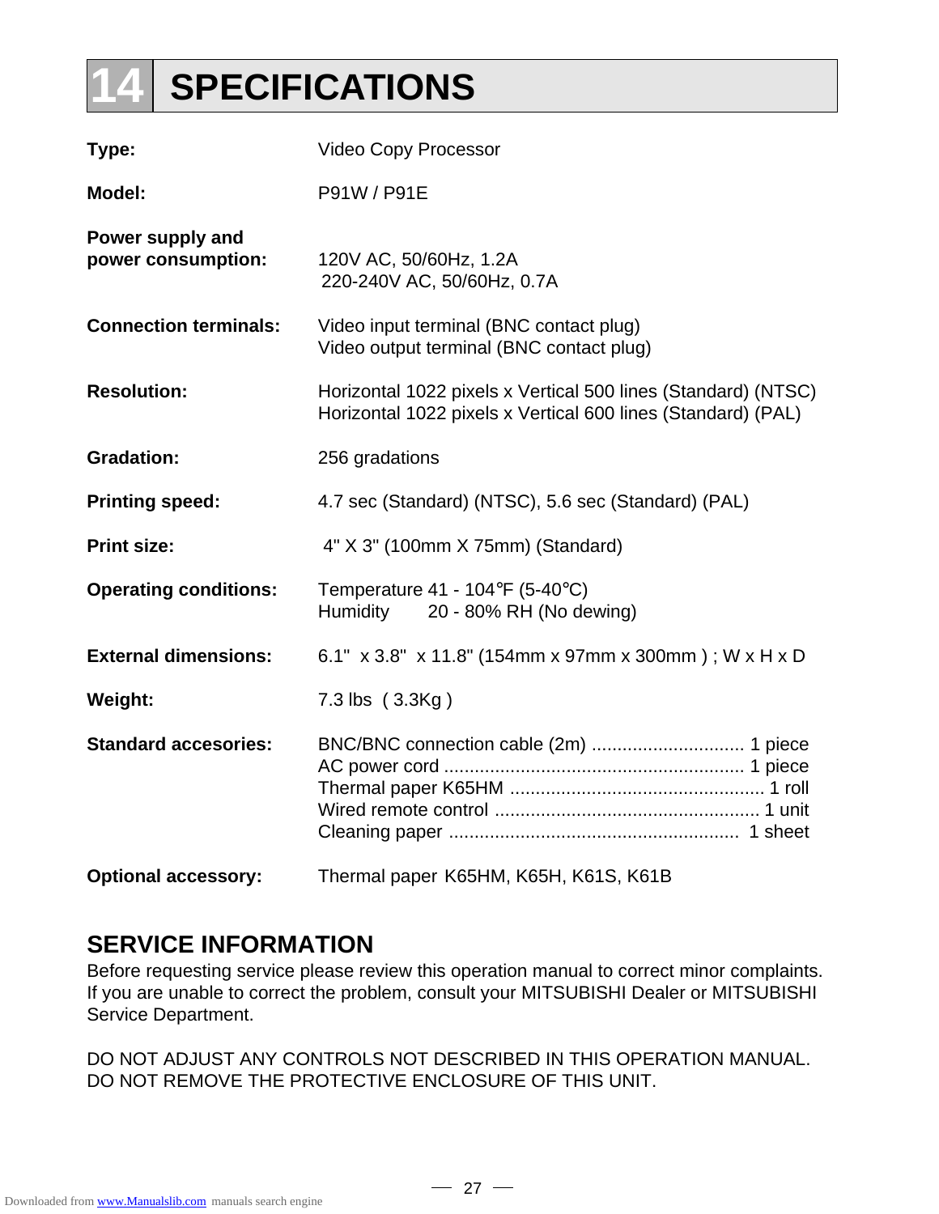# 14 SPECIFICATIONS

| | |
|---|---|
| **Type:** | Video Copy Processor |
| **Model:** | P91W / P91E |
| **Power supply and power consumption:** | 120V AC, 50/60Hz, 1.2A<br>220-240V AC, 50/60Hz, 0.7A |
| **Connection terminals:** | Video input terminal (BNC contact plug)<br>Video output terminal (BNC contact plug) |
| **Resolution:** | Horizontal 1022 pixels x Vertical 500 lines (Standard) (NTSC)<br>Horizontal 1022 pixels x Vertical 600 lines (Standard) (PAL) |
| **Gradation:** | 256 gradations |
| **Printing speed:** | 4.7 sec (Standard) (NTSC), 5.6 sec (Standard) (PAL) |
| **Print size:** | 4" X 3" (100mm X 75mm) (Standard) |
| **Operating conditions:** | Temperature 41 - 104℉ (5-40℃)<br>Humidity 20 - 80% RH (No dewing) |
| **External dimensions:** | 6.1" x 3.8" x 11.8" (154mm x 97mm x 300mm ) ; W x H x D |
| **Weight:** | 7.3 lbs ( 3.3Kg ) |
| **Standard accesories:** | BNC/BNC connection cable (2m) .............................. 1 piece<br>AC power cord .......................................................... 1 piece<br>Thermal paper K65HM ................................................. 1 roll<br>Wired remote control ................................................... 1 unit<br>Cleaning paper ........................................................ 1 sheet |
| **Optional accessory:** | Thermal paper K65HM, K65H, K61S, K61B |

## SERVICE INFORMATION

Before requesting service please review this operation manual to correct minor complaints. If you are unable to correct the problem, consult your MITSUBISHI Dealer or MITSUBISHI Service Department.

DO NOT ADJUST ANY CONTROLS NOT DESCRIBED IN THIS OPERATION MANUAL.
DO NOT REMOVE THE PROTECTIVE ENCLOSURE OF THIS UNIT.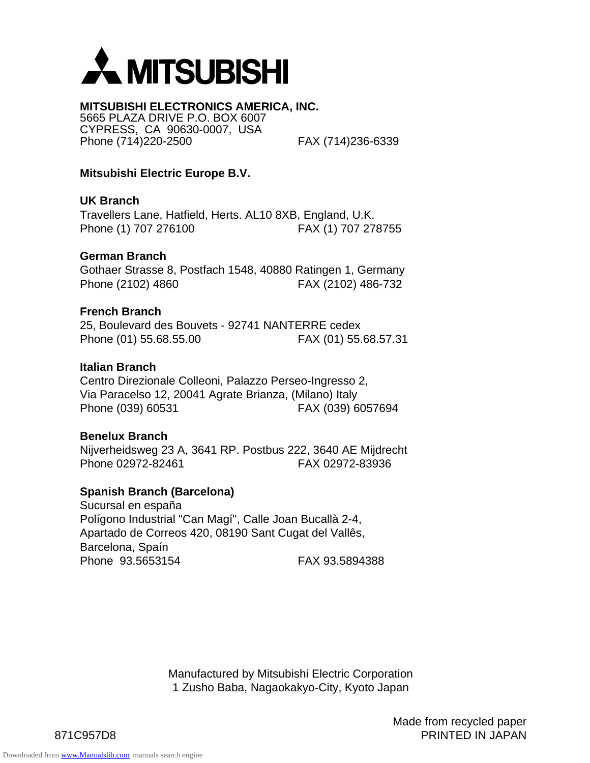# MITSUBISHI

**MITSUBISHI ELECTRONICS AMERICA, INC.**
5665 PLAZA DRIVE P.O. BOX 6007
CYPRESS, CA 90630-0007, USA
Phone (714)220-2500 FAX (714)236-6339

**Mitsubishi Electric Europe B.V.**

**UK Branch**
Travellers Lane, Hatfield, Herts. AL10 8XB, England, U.K.
Phone (1) 707 276100 FAX (1) 707 278755

**German Branch**
Gothaer Strasse 8, Postfach 1548, 40880 Ratingen 1, Germany
Phone (2102) 4860 FAX (2102) 486-732

**French Branch**
25, Boulevard des Bouvets - 92741 NANTERRE cedex
Phone (01) 55.68.55.00 FAX (01) 55.68.57.31

**Italian Branch**
Centro Direzionale Colleoni, Palazzo Perseo-Ingresso 2,
Via Paracelso 12, 20041 Agrate Brianza, (Milano) Italy
Phone (039) 60531 FAX (039) 6057694

**Benelux Branch**
Nijverheidsweg 23 A, 3641 RP. Postbus 222, 3640 AE Mijdrecht
Phone 02972-82461 FAX 02972-83936

**Spanish Branch (Barcelona)**
Sucursal en españa
Polígono Industrial "Can Magí", Calle Joan Bucallà 2-4,
Apartado de Correos 420, 08190 Sant Cugat del Vallês,
Barcelona, Spaín
Phone 93.5653154 FAX 93.5894388

Manufactured by Mitsubishi Electric Corporation
1 Zusho Baba, Nagaokakyo-City, Kyoto Japan

Made from recycled paper

871C957D8 PRINTED IN JAPAN